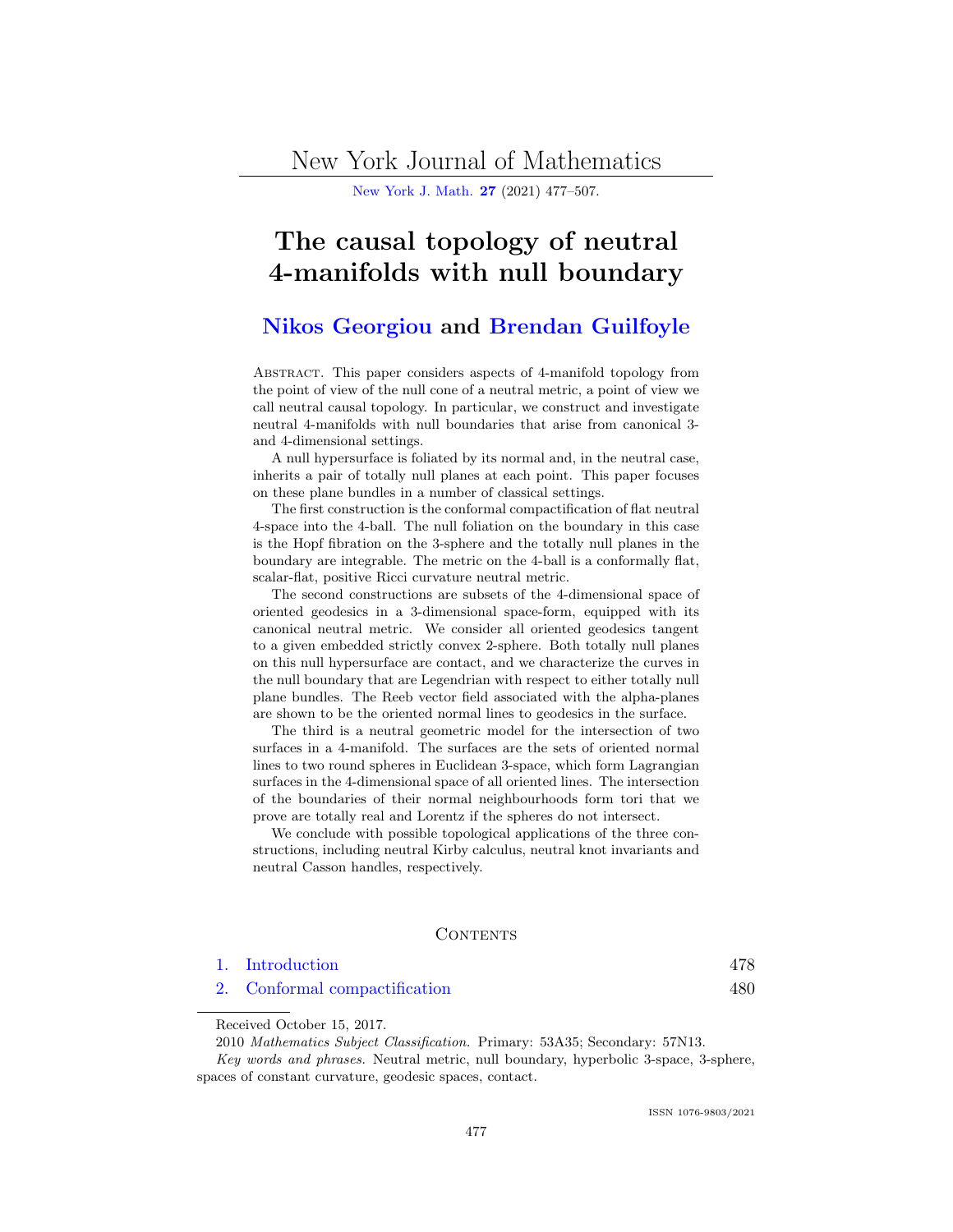# The causal topology of neutral 4-manifolds with null boundary

## Nikos Georgiou and Brendan Guilfoyle

Abstract. This paper considers aspects of 4-manifold topology from the point of view of the null cone of a neutral metric, a point of view we call neutral causal topology. In particular, we construct and investigate neutral 4-manifolds with null boundaries that arise from canonical 3- and 4-dimensional settings.

A null hypersurface is foliated by its normal and, in the neutral case, inherits a pair of totally null planes at each point. This paper focuses on these plane bundles in a number of classical settings.

The first construction is the conformal compactification of flat neutral 4-space into the 4-ball. The null foliation on the boundary in this case is the Hopf fibration on the 3-sphere and the totally null planes in the boundary are integrable. The metric on the 4-ball is a conformally flat, scalar-flat, positive Ricci curvature neutral metric.

The second constructions are subsets of the 4-dimensional space of oriented geodesics in a 3-dimensional space-form, equipped with its canonical neutral metric. We consider all oriented geodesics tangent to a given embedded strictly convex 2-sphere. Both totally null planes on this null hypersurface are contact, and we characterize the curves in the null boundary that are Legendrian with respect to either totally null plane bundles. The Reeb vector field associated with the alpha-planes are shown to be the oriented normal lines to geodesics in the surface.

The third is a neutral geometric model for the intersection of two surfaces in a 4-manifold. The surfaces are the sets of oriented normal lines to two round spheres in Euclidean 3-space, which form Lagrangian surfaces in the 4-dimensional space of all oriented lines. The intersection of the boundaries of their normal neighbourhoods form tori that we prove are totally real and Lorentz if the spheres do not intersect.

We conclude with possible topological applications of the three constructions, including neutral Kirby calculus, neutral knot invariants and neutral Casson handles, respectively.

Contents

1. Introduction 478
2. Conformal compactification 480

Received October 15, 2017.

2010 *Mathematics Subject Classification.* Primary: 53A35; Secondary: 57N13.

*Key words and phrases.* Neutral metric, null boundary, hyperbolic 3-space, 3-sphere, spaces of constant curvature, geodesic spaces, contact.

ISSN 1076-9803/2021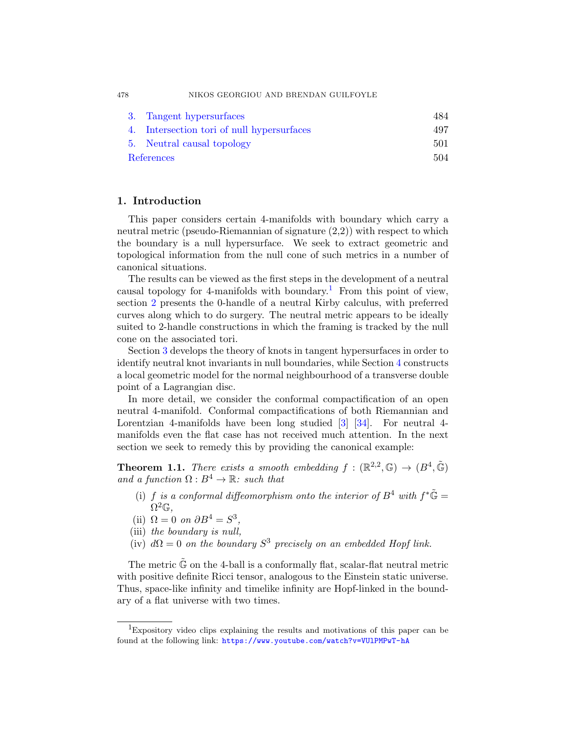| | | |
|---|---|---|
| 3. | Tangent hypersurfaces | 484 |
| 4. | Intersection tori of null hypersurfaces | 497 |
| 5. | Neutral causal topology | 501 |
| | References | 504 |

## 1. Introduction

This paper considers certain 4-manifolds with boundary which carry a neutral metric (pseudo-Riemannian of signature (2,2)) with respect to which the boundary is a null hypersurface. We seek to extract geometric and topological information from the null cone of such metrics in a number of canonical situations.

The results can be viewed as the first steps in the development of a neutral causal topology for 4-manifolds with boundary.[1] From this point of view, section 2 presents the 0-handle of a neutral Kirby calculus, with preferred curves along which to do surgery. The neutral metric appears to be ideally suited to 2-handle constructions in which the framing is tracked by the null cone on the associated tori.

Section 3 develops the theory of knots in tangent hypersurfaces in order to identify neutral knot invariants in null boundaries, while Section 4 constructs a local geometric model for the normal neighbourhood of a transverse double point of a Lagrangian disc.

In more detail, we consider the conformal compactification of an open neutral 4-manifold. Conformal compactifications of both Riemannian and Lorentzian 4-manifolds have been long studied [3] [34]. For neutral 4-manifolds even the flat case has not received much attention. In the next section we seek to remedy this by providing the canonical example:

**Theorem 1.1.** *There exists a smooth embedding $f : (\mathbb{R}^{2,2}, \mathbb{G}) \to (B^4, \tilde{\mathbb{G}})$ and a function $\Omega : B^4 \to \mathbb{R}$: such that*

(i) *$f$ is a conformal diffeomorphism onto the interior of $B^4$ with $f^*\tilde{\mathbb{G}} = \Omega^2\mathbb{G}$,*
(ii) *$\Omega = 0$ on $\partial B^4 = S^3$,*
(iii) *the boundary is null,*
(iv) *$d\Omega = 0$ on the boundary $S^3$ precisely on an embedded Hopf link.*

The metric $\tilde{\mathbb{G}}$ on the 4-ball is a conformally flat, scalar-flat neutral metric with positive definite Ricci tensor, analogous to the Einstein static universe. Thus, space-like infinity and timelike infinity are Hopf-linked in the boundary of a flat universe with two times.

[1] Expository video clips explaining the results and motivations of this paper can be found at the following link: https://www.youtube.com/watch?v=VUlPMPwT-hA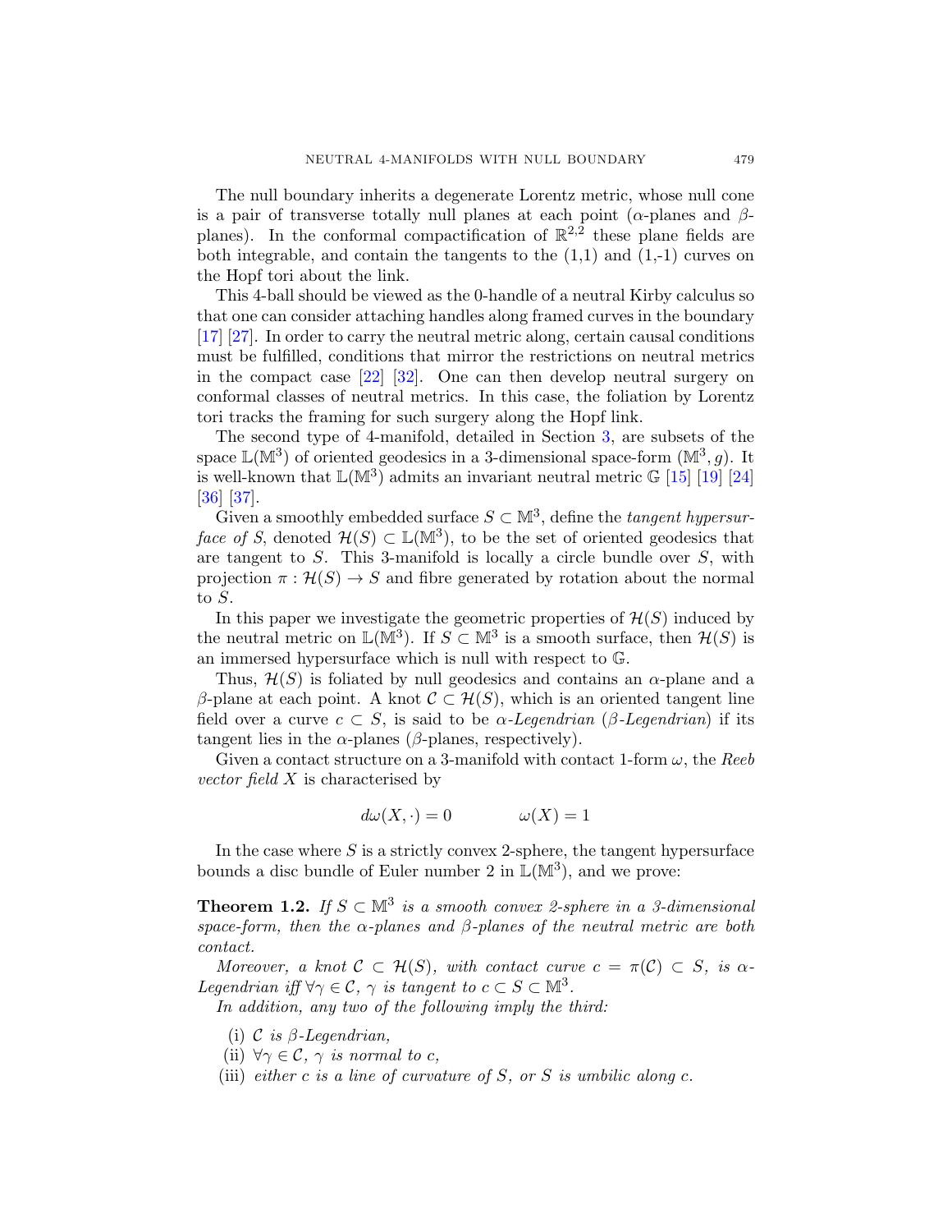The null boundary inherits a degenerate Lorentz metric, whose null cone is a pair of transverse totally null planes at each point ($\alpha$-planes and $\beta$-planes). In the conformal compactification of $\mathbb{R}^{2,2}$ these plane fields are both integrable, and contain the tangents to the (1,1) and (1,-1) curves on the Hopf tori about the link.

This 4-ball should be viewed as the 0-handle of a neutral Kirby calculus so that one can consider attaching handles along framed curves in the boundary [17] [27]. In order to carry the neutral metric along, certain causal conditions must be fulfilled, conditions that mirror the restrictions on neutral metrics in the compact case [22] [32]. One can then develop neutral surgery on conformal classes of neutral metrics. In this case, the foliation by Lorentz tori tracks the framing for such surgery along the Hopf link.

The second type of 4-manifold, detailed in Section 3, are subsets of the space $\mathbb{L}(\mathbb{M}^3)$ of oriented geodesics in a 3-dimensional space-form $(\mathbb{M}^3, g)$. It is well-known that $\mathbb{L}(\mathbb{M}^3)$ admits an invariant neutral metric $\mathbb{G}$ [15] [19] [24] [36] [37].

Given a smoothly embedded surface $S \subset \mathbb{M}^3$, define the *tangent hypersurface of* $S$, denoted $\mathcal{H}(S) \subset \mathbb{L}(\mathbb{M}^3)$, to be the set of oriented geodesics that are tangent to $S$. This 3-manifold is locally a circle bundle over $S$, with projection $\pi : \mathcal{H}(S) \to S$ and fibre generated by rotation about the normal to $S$.

In this paper we investigate the geometric properties of $\mathcal{H}(S)$ induced by the neutral metric on $\mathbb{L}(\mathbb{M}^3)$. If $S \subset \mathbb{M}^3$ is a smooth surface, then $\mathcal{H}(S)$ is an immersed hypersurface which is null with respect to $\mathbb{G}$.

Thus, $\mathcal{H}(S)$ is foliated by null geodesics and contains an $\alpha$-plane and a $\beta$-plane at each point. A knot $\mathcal{C} \subset \mathcal{H}(S)$, which is an oriented tangent line field over a curve $c \subset S$, is said to be *$\alpha$-Legendrian* (*$\beta$-Legendrian*) if its tangent lies in the $\alpha$-planes ($\beta$-planes, respectively).

Given a contact structure on a 3-manifold with contact 1-form $\omega$, the *Reeb vector field* $X$ is characterised by

$$d\omega(X, \cdot) = 0 \qquad\qquad \omega(X) = 1$$

In the case where $S$ is a strictly convex 2-sphere, the tangent hypersurface bounds a disc bundle of Euler number 2 in $\mathbb{L}(\mathbb{M}^3)$, and we prove:

**Theorem 1.2.** *If $S \subset \mathbb{M}^3$ is a smooth convex 2-sphere in a 3-dimensional space-form, then the $\alpha$-planes and $\beta$-planes of the neutral metric are both contact.*

*Moreover, a knot $\mathcal{C} \subset \mathcal{H}(S)$, with contact curve $c = \pi(\mathcal{C}) \subset S$, is $\alpha$-Legendrian iff $\forall \gamma \in \mathcal{C}$, $\gamma$ is tangent to $c \subset S \subset \mathbb{M}^3$.*

*In addition, any two of the following imply the third:*

- (i) *$\mathcal{C}$ is $\beta$-Legendrian,*
- (ii) *$\forall \gamma \in \mathcal{C}$, $\gamma$ is normal to $c$,*
- (iii) *either $c$ is a line of curvature of $S$, or $S$ is umbilic along $c$.*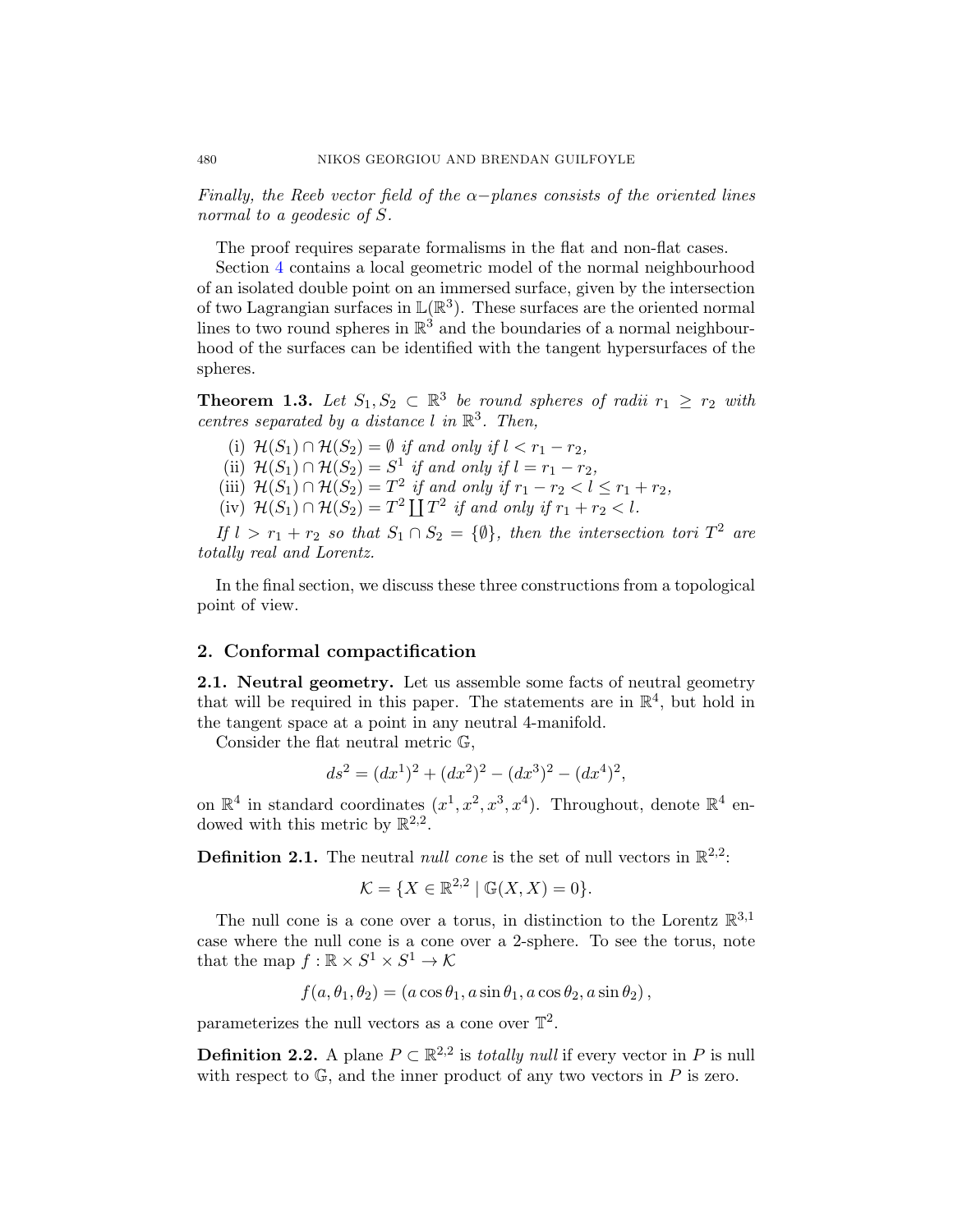*Finally, the Reeb vector field of the $\alpha-$planes consists of the oriented lines normal to a geodesic of $S$.*

The proof requires separate formalisms in the flat and non-flat cases.

Section 4 contains a local geometric model of the normal neighbourhood of an isolated double point on an immersed surface, given by the intersection of two Lagrangian surfaces in $\mathbb{L}(\mathbb{R}^3)$. These surfaces are the oriented normal lines to two round spheres in $\mathbb{R}^3$ and the boundaries of a normal neighbourhood of the surfaces can be identified with the tangent hypersurfaces of the spheres.

**Theorem 1.3.** *Let $S_1, S_2 \subset \mathbb{R}^3$ be round spheres of radii $r_1 \geq r_2$ with centres separated by a distance $l$ in $\mathbb{R}^3$. Then,*

(i) *$\mathcal{H}(S_1) \cap \mathcal{H}(S_2) = \emptyset$ if and only if $l < r_1 - r_2$,*
(ii) *$\mathcal{H}(S_1) \cap \mathcal{H}(S_2) = S^1$ if and only if $l = r_1 - r_2$,*
(iii) *$\mathcal{H}(S_1) \cap \mathcal{H}(S_2) = T^2$ if and only if $r_1 - r_2 < l \leq r_1 + r_2$,*
(iv) *$\mathcal{H}(S_1) \cap \mathcal{H}(S_2) = T^2 \coprod T^2$ if and only if $r_1 + r_2 < l$.*

*If $l > r_1 + r_2$ so that $S_1 \cap S_2 = \{\emptyset\}$, then the intersection tori $T^2$ are totally real and Lorentz.*

In the final section, we discuss these three constructions from a topological point of view.

## 2. Conformal compactification

**2.1. Neutral geometry.** Let us assemble some facts of neutral geometry that will be required in this paper. The statements are in $\mathbb{R}^4$, but hold in the tangent space at a point in any neutral 4-manifold.

Consider the flat neutral metric $\mathbb{G}$,

$$ds^2 = (dx^1)^2 + (dx^2)^2 - (dx^3)^2 - (dx^4)^2,$$

on $\mathbb{R}^4$ in standard coordinates $(x^1, x^2, x^3, x^4)$. Throughout, denote $\mathbb{R}^4$ endowed with this metric by $\mathbb{R}^{2,2}$.

**Definition 2.1.** The neutral *null cone* is the set of null vectors in $\mathbb{R}^{2,2}$:

$$\mathcal{K} = \{X \in \mathbb{R}^{2,2} \mid \mathbb{G}(X, X) = 0\}.$$

The null cone is a cone over a torus, in distinction to the Lorentz $\mathbb{R}^{3,1}$ case where the null cone is a cone over a 2-sphere. To see the torus, note that the map $f : \mathbb{R} \times S^1 \times S^1 \to \mathcal{K}$

$$f(a, \theta_1, \theta_2) = (a \cos\theta_1, a \sin\theta_1, a \cos\theta_2, a \sin\theta_2),$$

parameterizes the null vectors as a cone over $\mathbb{T}^2$.

**Definition 2.2.** A plane $P \subset \mathbb{R}^{2,2}$ is *totally null* if every vector in $P$ is null with respect to $\mathbb{G}$, and the inner product of any two vectors in $P$ is zero.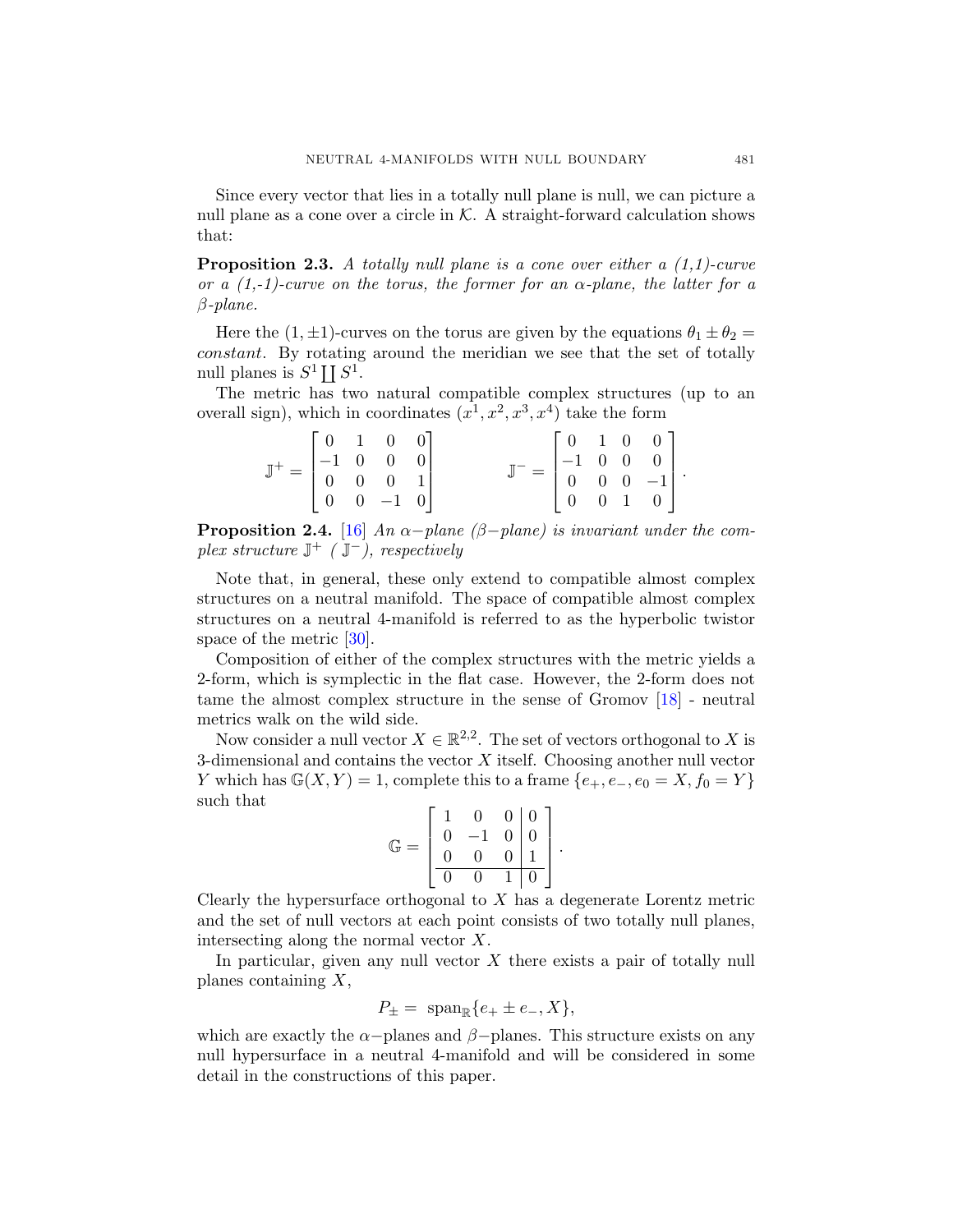Since every vector that lies in a totally null plane is null, we can picture a null plane as a cone over a circle in $\mathcal{K}$. A straight-forward calculation shows that:

**Proposition 2.3.** *A totally null plane is a cone over either a (1,1)-curve or a (1,-1)-curve on the torus, the former for an $\alpha$-plane, the latter for a $\beta$-plane.*

Here the $(1, \pm 1)$-curves on the torus are given by the equations $\theta_1 \pm \theta_2 =$ *constant*. By rotating around the meridian we see that the set of totally null planes is $S^1 \coprod S^1$.

The metric has two natural compatible complex structures (up to an overall sign), which in coordinates $(x^1, x^2, x^3, x^4)$ take the form

$$\mathbb{J}^+ = \begin{bmatrix} 0 & 1 & 0 & 0 \\ -1 & 0 & 0 & 0 \\ 0 & 0 & 0 & 1 \\ 0 & 0 & -1 & 0 \end{bmatrix} \qquad \mathbb{J}^- = \begin{bmatrix} 0 & 1 & 0 & 0 \\ -1 & 0 & 0 & 0 \\ 0 & 0 & 0 & -1 \\ 0 & 0 & 1 & 0 \end{bmatrix}.$$

**Proposition 2.4.** [16] *An $\alpha-$plane ($\beta-$plane) is invariant under the complex structure $\mathbb{J}^+$ ( $\mathbb{J}^-$), respectively*

Note that, in general, these only extend to compatible almost complex structures on a neutral manifold. The space of compatible almost complex structures on a neutral 4-manifold is referred to as the hyperbolic twistor space of the metric [30].

Composition of either of the complex structures with the metric yields a 2-form, which is symplectic in the flat case. However, the 2-form does not tame the almost complex structure in the sense of Gromov [18] - neutral metrics walk on the wild side.

Now consider a null vector $X \in \mathbb{R}^{2,2}$. The set of vectors orthogonal to $X$ is 3-dimensional and contains the vector $X$ itself. Choosing another null vector $Y$ which has $\mathbb{G}(X, Y) = 1$, complete this to a frame $\{e_+, e_-, e_0 = X, f_0 = Y\}$ such that

$$\mathbb{G} = \left[\begin{array}{ccc|c} 1 & 0 & 0 & 0 \\ 0 & -1 & 0 & 0 \\ 0 & 0 & 0 & 1 \\ \hline 0 & 0 & 1 & 0 \end{array}\right].$$

Clearly the hypersurface orthogonal to $X$ has a degenerate Lorentz metric and the set of null vectors at each point consists of two totally null planes, intersecting along the normal vector $X$.

In particular, given any null vector $X$ there exists a pair of totally null planes containing $X$,

$$P_\pm = \text{ span}_{\mathbb{R}}\{e_+ \pm e_-, X\},$$

which are exactly the $\alpha-$planes and $\beta-$planes. This structure exists on any null hypersurface in a neutral 4-manifold and will be considered in some detail in the constructions of this paper.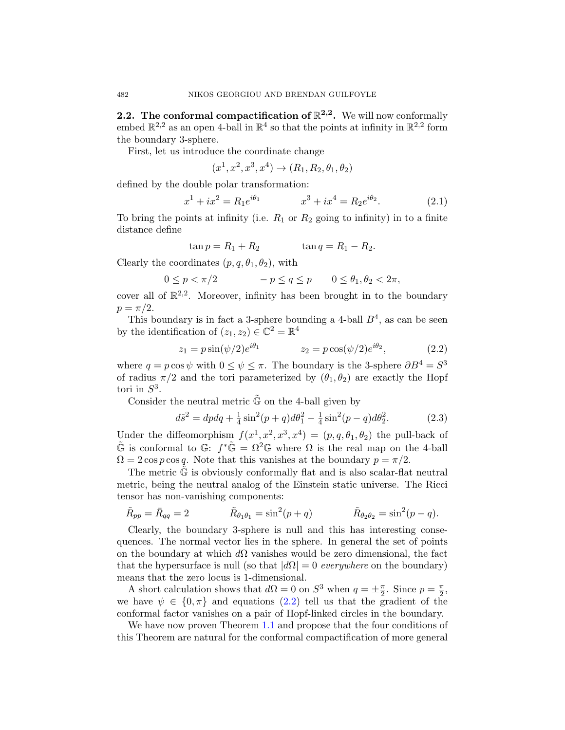### 2.2. The conformal compactification of $\mathbb{R}^{2,2}$.

We will now conformally embed $\mathbb{R}^{2,2}$ as an open 4-ball in $\mathbb{R}^4$ so that the points at infinity in $\mathbb{R}^{2,2}$ form the boundary 3-sphere.

First, let us introduce the coordinate change

$$(x^1, x^2, x^3, x^4) \to (R_1, R_2, \theta_1, \theta_2)$$

defined by the double polar transformation:

$$x^1 + ix^2 = R_1 e^{i\theta_1} \qquad\qquad x^3 + ix^4 = R_2 e^{i\theta_2}. \tag{2.1}$$

To bring the points at infinity (i.e. $R_1$ or $R_2$ going to infinity) in to a finite distance define

$$\tan p = R_1 + R_2 \qquad\qquad \tan q = R_1 - R_2.$$

Clearly the coordinates $(p, q, \theta_1, \theta_2)$, with

$$0 \le p < \pi/2 \qquad\qquad -p \le q \le p \qquad 0 \le \theta_1, \theta_2 < 2\pi,$$

cover all of $\mathbb{R}^{2,2}$. Moreover, infinity has been brought in to the boundary $p = \pi/2$.

This boundary is in fact a 3-sphere bounding a 4-ball $B^4$, as can be seen by the identification of $(z_1, z_2) \in \mathbb{C}^2 = \mathbb{R}^4$

$$z_1 = p\sin(\psi/2)e^{i\theta_1} \qquad\qquad z_2 = p\cos(\psi/2)e^{i\theta_2}, \tag{2.2}$$

where $q = p\cos\psi$ with $0 \le \psi \le \pi$. The boundary is the 3-sphere $\partial B^4 = S^3$ of radius $\pi/2$ and the tori parameterized by $(\theta_1, \theta_2)$ are exactly the Hopf tori in $S^3$.

Consider the neutral metric $\tilde{\mathbb{G}}$ on the 4-ball given by

$$d\tilde{s}^2 = dpdq + \tfrac{1}{4}\sin^2(p+q)d\theta_1^2 - \tfrac{1}{4}\sin^2(p-q)d\theta_2^2. \tag{2.3}$$

Under the diffeomorphism $f(x^1, x^2, x^3, x^4) = (p, q, \theta_1, \theta_2)$ the pull-back of $\tilde{\mathbb{G}}$ is conformal to $\mathbb{G}$: $f^*\tilde{\mathbb{G}} = \Omega^2\mathbb{G}$ where $\Omega$ is the real map on the 4-ball $\Omega = 2\cos p\cos q$. Note that this vanishes at the boundary $p = \pi/2$.

The metric $\tilde{\mathbb{G}}$ is obviously conformally flat and is also scalar-flat neutral metric, being the neutral analog of the Einstein static universe. The Ricci tensor has non-vanishing components:

$$\tilde{R}_{pp} = \bar{R}_{qq} = 2 \qquad\qquad \tilde{R}_{\theta_1\theta_1} = \sin^2(p+q) \qquad\qquad \tilde{R}_{\theta_2\theta_2} = \sin^2(p-q).$$

Clearly, the boundary 3-sphere is null and this has interesting consequences. The normal vector lies in the sphere. In general the set of points on the boundary at which $d\Omega$ vanishes would be zero dimensional, the fact that the hypersurface is null (so that $|d\Omega| = 0$ *everywhere* on the boundary) means that the zero locus is 1-dimensional.

A short calculation shows that $d\Omega = 0$ on $S^3$ when $q = \pm\frac{\pi}{2}$. Since $p = \frac{\pi}{2}$, we have $\psi \in \{0, \pi\}$ and equations (2.2) tell us that the gradient of the conformal factor vanishes on a pair of Hopf-linked circles in the boundary.

We have now proven Theorem 1.1 and propose that the four conditions of this Theorem are natural for the conformal compactification of more general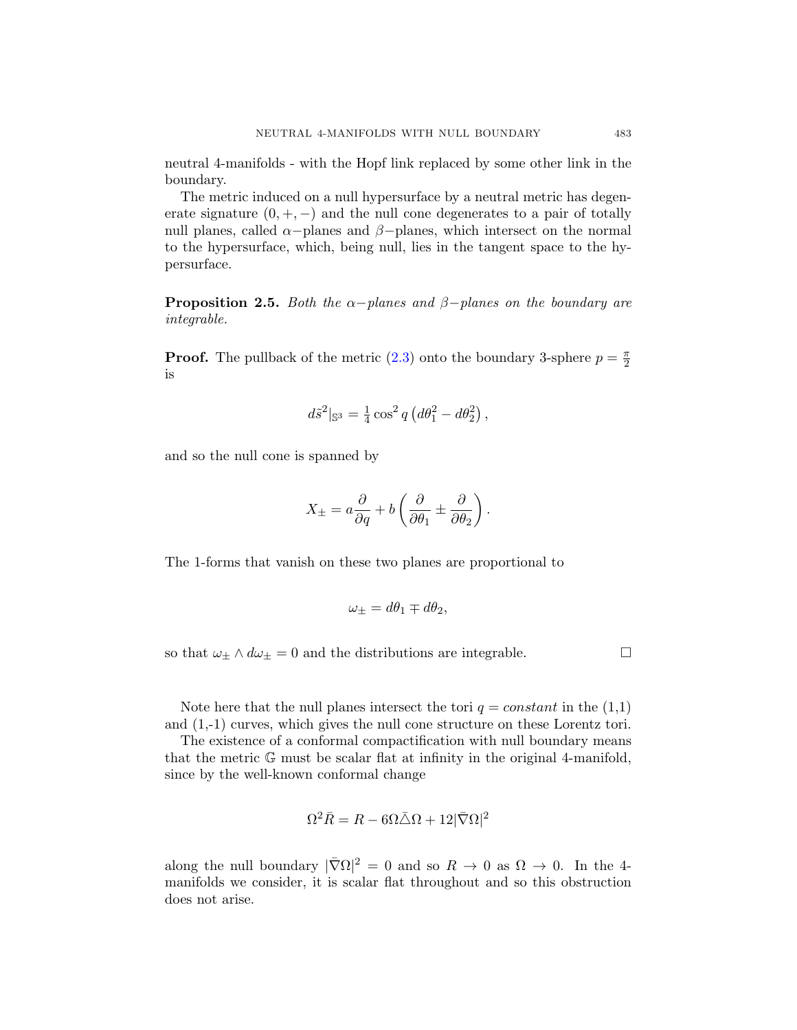neutral 4-manifolds - with the Hopf link replaced by some other link in the boundary.

The metric induced on a null hypersurface by a neutral metric has degenerate signature $(0,+,-)$ and the null cone degenerates to a pair of totally null planes, called $\alpha-$planes and $\beta-$planes, which intersect on the normal to the hypersurface, which, being null, lies in the tangent space to the hypersurface.

**Proposition 2.5.** *Both the $\alpha-$planes and $\beta-$planes on the boundary are integrable.*

**Proof.** The pullback of the metric (2.3) onto the boundary 3-sphere $p=\frac{\pi}{2}$ is

$$
d\tilde{s}^2|_{\mathbb{S}^3} = \tfrac{1}{4}\cos^2 q\left(d\theta_1^2 - d\theta_2^2\right),
$$

and so the null cone is spanned by

$$
X_{\pm} = a\frac{\partial}{\partial q} + b\left(\frac{\partial}{\partial\theta_1} \pm \frac{\partial}{\partial\theta_2}\right).
$$

The 1-forms that vanish on these two planes are proportional to

$$
\omega_{\pm} = d\theta_1 \mp d\theta_2,
$$

so that $\omega_{\pm}\wedge d\omega_{\pm}=0$ and the distributions are integrable. □

Note here that the null planes intersect the tori $q = constant$ in the (1,1) and (1,-1) curves, which gives the null cone structure on these Lorentz tori.

The existence of a conformal compactification with null boundary means that the metric $\mathbb{G}$ must be scalar flat at infinity in the original 4-manifold, since by the well-known conformal change

$$
\Omega^2\bar{R} = R - 6\Omega\bar{\triangle}\Omega + 12|\bar{\nabla}\Omega|^2
$$

along the null boundary $|\bar{\nabla}\Omega|^2 = 0$ and so $R\to 0$ as $\Omega\to 0$. In the 4-manifolds we consider, it is scalar flat throughout and so this obstruction does not arise.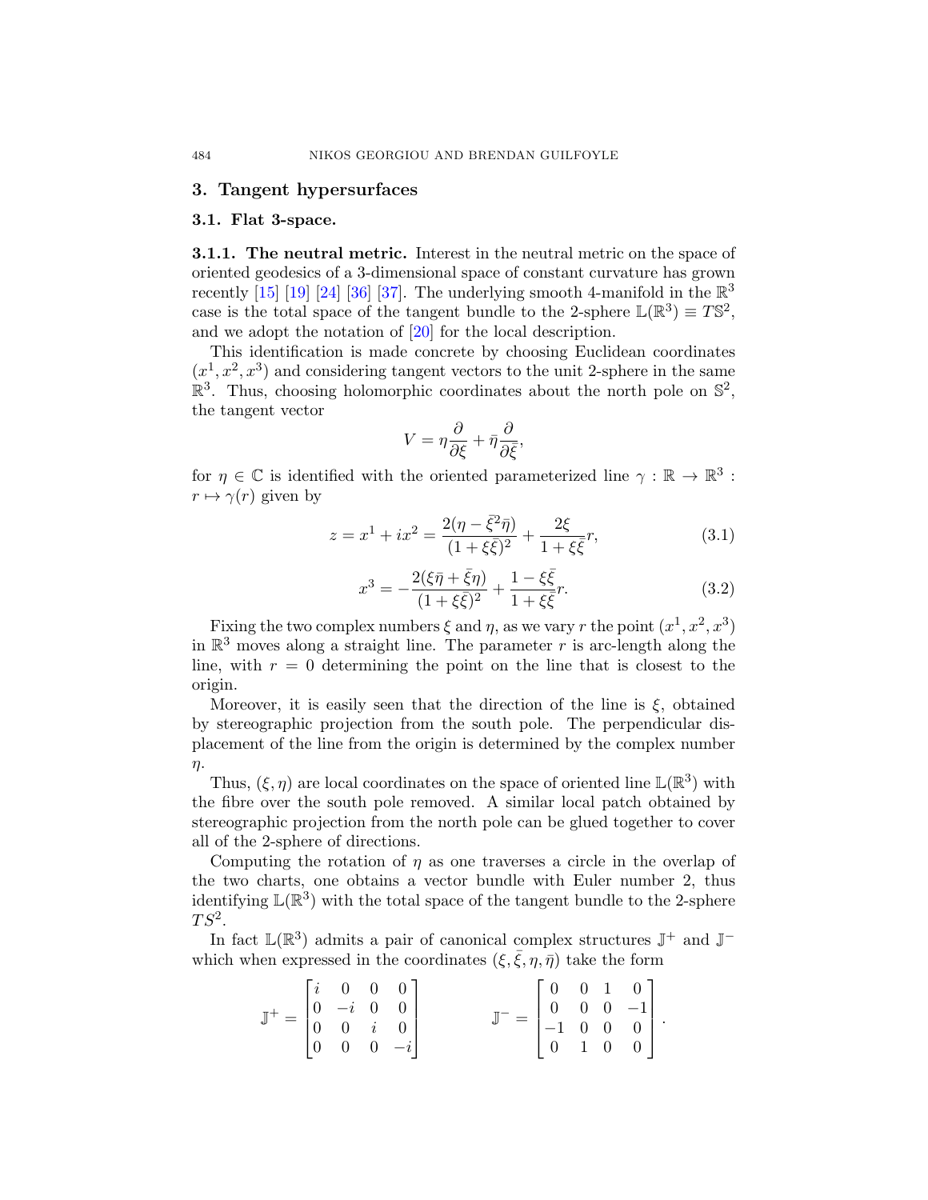## 3. Tangent hypersurfaces

### 3.1. Flat 3-space.

**3.1.1. The neutral metric.** Interest in the neutral metric on the space of oriented geodesics of a 3-dimensional space of constant curvature has grown recently [15] [19] [24] [36] [37]. The underlying smooth 4-manifold in the $\mathbb{R}^3$ case is the total space of the tangent bundle to the 2-sphere $\mathbb{L}(\mathbb{R}^3) \equiv T\mathbb{S}^2$, and we adopt the notation of [20] for the local description.

This identification is made concrete by choosing Euclidean coordinates $(x^1, x^2, x^3)$ and considering tangent vectors to the unit 2-sphere in the same $\mathbb{R}^3$. Thus, choosing holomorphic coordinates about the north pole on $\mathbb{S}^2$, the tangent vector

$$V = \eta\frac{\partial}{\partial \xi} + \bar{\eta}\frac{\partial}{\partial \bar{\xi}},$$

for $\eta \in \mathbb{C}$ is identified with the oriented parameterized line $\gamma : \mathbb{R} \to \mathbb{R}^3 : r \mapsto \gamma(r)$ given by

$$z = x^1 + ix^2 = \frac{2(\eta - \bar{\xi}^2\bar{\eta})}{(1+\xi\bar{\xi})^2} + \frac{2\xi}{1+\xi\bar{\xi}}r, \tag{3.1}$$

$$x^3 = -\frac{2(\xi\bar{\eta} + \bar{\xi}\eta)}{(1+\xi\bar{\xi})^2} + \frac{1-\xi\bar{\xi}}{1+\xi\bar{\xi}}r. \tag{3.2}$$

Fixing the two complex numbers $\xi$ and $\eta$, as we vary $r$ the point $(x^1, x^2, x^3)$ in $\mathbb{R}^3$ moves along a straight line. The parameter $r$ is arc-length along the line, with $r = 0$ determining the point on the line that is closest to the origin.

Moreover, it is easily seen that the direction of the line is $\xi$, obtained by stereographic projection from the south pole. The perpendicular displacement of the line from the origin is determined by the complex number $\eta$.

Thus, $(\xi, \eta)$ are local coordinates on the space of oriented line $\mathbb{L}(\mathbb{R}^3)$ with the fibre over the south pole removed. A similar local patch obtained by stereographic projection from the north pole can be glued together to cover all of the 2-sphere of directions.

Computing the rotation of $\eta$ as one traverses a circle in the overlap of the two charts, one obtains a vector bundle with Euler number 2, thus identifying $\mathbb{L}(\mathbb{R}^3)$ with the total space of the tangent bundle to the 2-sphere $TS^2$.

In fact $\mathbb{L}(\mathbb{R}^3)$ admits a pair of canonical complex structures $\mathbb{J}^+$ and $\mathbb{J}^-$ which when expressed in the coordinates $(\xi, \bar{\xi}, \eta, \bar{\eta})$ take the form

$$\mathbb{J}^+ = \begin{bmatrix} i & 0 & 0 & 0 \\ 0 & -i & 0 & 0 \\ 0 & 0 & i & 0 \\ 0 & 0 & 0 & -i \end{bmatrix} \qquad\qquad \mathbb{J}^- = \begin{bmatrix} 0 & 0 & 1 & 0 \\ 0 & 0 & 0 & -1 \\ -1 & 0 & 0 & 0 \\ 0 & 1 & 0 & 0 \end{bmatrix}.$$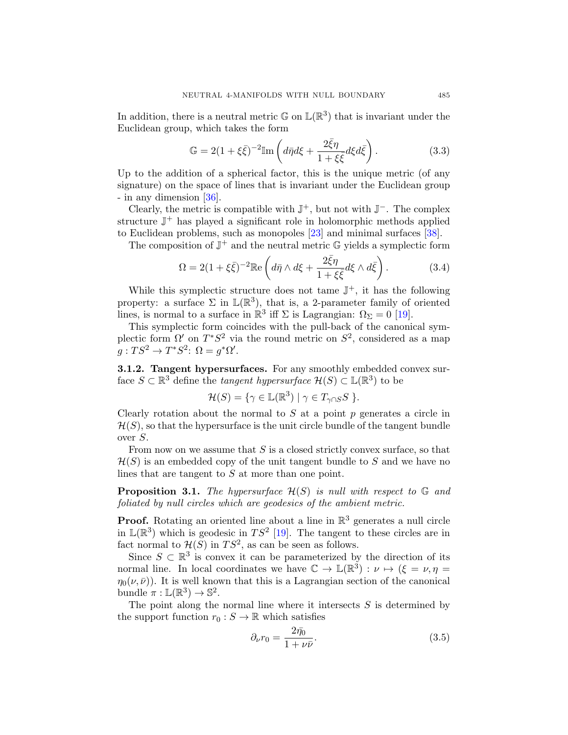In addition, there is a neutral metric $\mathbb{G}$ on $\mathbb{L}(\mathbb{R}^3)$ that is invariant under the Euclidean group, which takes the form

$$\mathbb{G} = 2(1+\xi\bar{\xi})^{-2}\mathbb{I}\mathrm{m}\left(d\bar{\eta}d\xi + \frac{2\bar{\xi}\eta}{1+\xi\bar{\xi}}d\xi d\bar{\xi}\right). \tag{3.3}$$

Up to the addition of a spherical factor, this is the unique metric (of any signature) on the space of lines that is invariant under the Euclidean group - in any dimension [36].

Clearly, the metric is compatible with $\mathbb{J}^+$, but not with $\mathbb{J}^-$. The complex structure $\mathbb{J}^+$ has played a significant role in holomorphic methods applied to Euclidean problems, such as monopoles [23] and minimal surfaces [38].

The composition of $\mathbb{J}^+$ and the neutral metric $\mathbb{G}$ yields a symplectic form

$$\Omega = 2(1+\xi\bar{\xi})^{-2}\mathbb{R}\mathrm{e}\left(d\bar{\eta}\wedge d\xi + \frac{2\bar{\xi}\eta}{1+\xi\bar{\xi}}d\xi\wedge d\bar{\xi}\right). \tag{3.4}$$

While this symplectic structure does not tame $\mathbb{J}^+$, it has the following property: a surface $\Sigma$ in $\mathbb{L}(\mathbb{R}^3)$, that is, a 2-parameter family of oriented lines, is normal to a surface in $\mathbb{R}^3$ iff $\Sigma$ is Lagrangian: $\Omega_\Sigma = 0$ [19].

This symplectic form coincides with the pull-back of the canonical symplectic form $\Omega'$ on $T^*S^2$ via the round metric on $S^2$, considered as a map $g : TS^2 \to T^*S^2$: $\Omega = g^*\Omega'$.

**3.1.2. Tangent hypersurfaces.** For any smoothly embedded convex surface $S \subset \mathbb{R}^3$ define the *tangent hypersurface* $\mathcal{H}(S) \subset \mathbb{L}(\mathbb{R}^3)$ to be

$$\mathcal{H}(S) = \{\gamma \in \mathbb{L}(\mathbb{R}^3) \mid \gamma \in T_{\gamma\cap S}S\ \}.$$

Clearly rotation about the normal to $S$ at a point $p$ generates a circle in $\mathcal{H}(S)$, so that the hypersurface is the unit circle bundle of the tangent bundle over $S$.

From now on we assume that $S$ is a closed strictly convex surface, so that $\mathcal{H}(S)$ is an embedded copy of the unit tangent bundle to $S$ and we have no lines that are tangent to $S$ at more than one point.

**Proposition 3.1.** *The hypersurface $\mathcal{H}(S)$ is null with respect to $\mathbb{G}$ and foliated by null circles which are geodesics of the ambient metric.*

**Proof.** Rotating an oriented line about a line in $\mathbb{R}^3$ generates a null circle in $\mathbb{L}(\mathbb{R}^3)$ which is geodesic in $TS^2$ [19]. The tangent to these circles are in fact normal to $\mathcal{H}(S)$ in $TS^2$, as can be seen as follows.

Since $S \subset \mathbb{R}^3$ is convex it can be parameterized by the direction of its normal line. In local coordinates we have $\mathbb{C} \to \mathbb{L}(\mathbb{R}^3) : \nu \mapsto (\xi = \nu, \eta = \eta_0(\nu,\bar{\nu}))$. It is well known that this is a Lagrangian section of the canonical bundle $\pi : \mathbb{L}(\mathbb{R}^3) \to \mathbb{S}^2$.

The point along the normal line where it intersects $S$ is determined by the support function $r_0 : S \to \mathbb{R}$ which satisfies

$$\partial_\nu r_0 = \frac{2\bar{\eta}_0}{1+\nu\bar{\nu}}. \tag{3.5}$$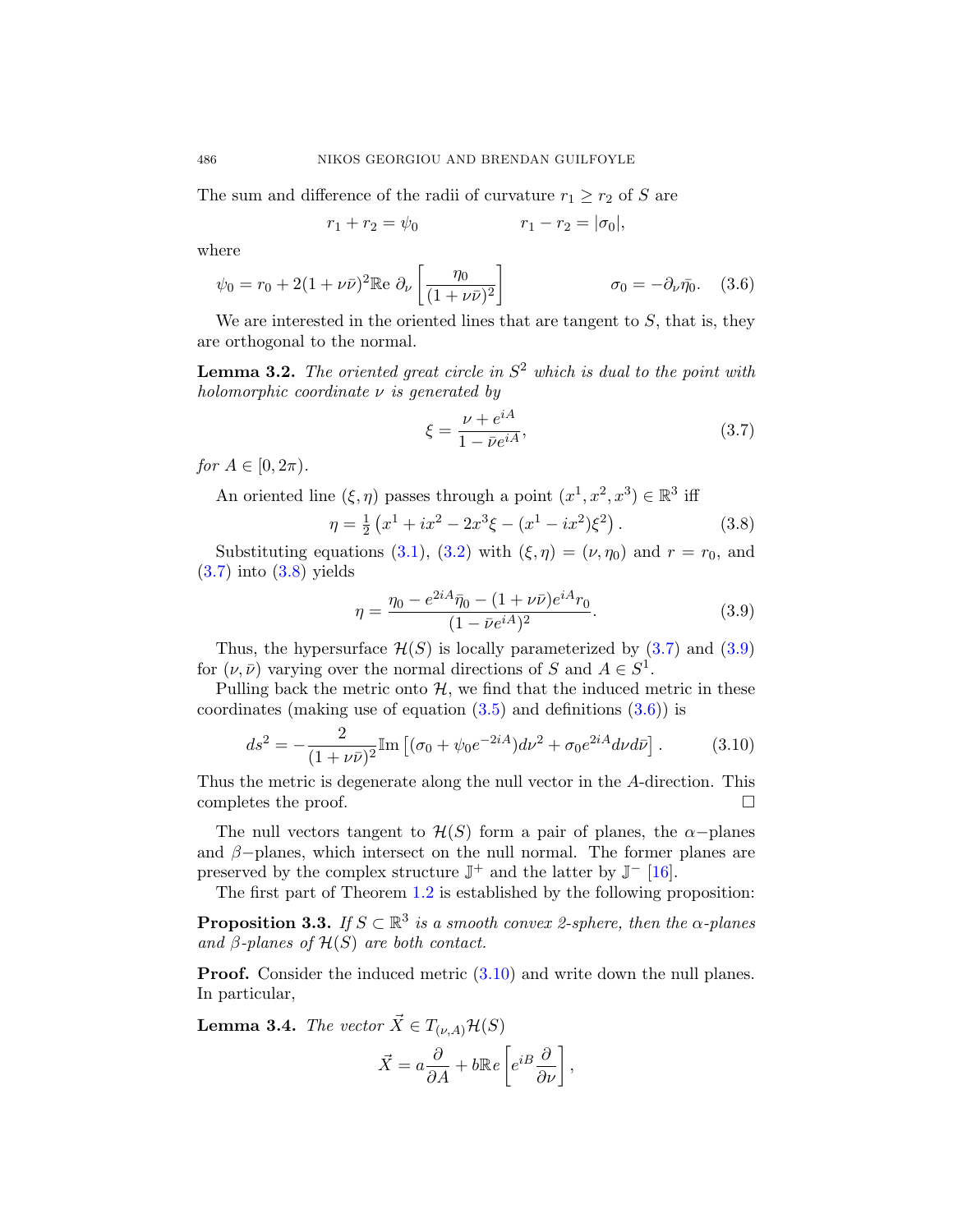The sum and difference of the radii of curvature $r_1 \geq r_2$ of $S$ are

$$r_1 + r_2 = \psi_0 \qquad\qquad r_1 - r_2 = |\sigma_0|,$$

where

$$\psi_0 = r_0 + 2(1+\nu\bar{\nu})^2 \mathbb{R}\mathrm{e}\ \partial_\nu \left[\frac{\eta_0}{(1+\nu\bar{\nu})^2}\right] \qquad\qquad \sigma_0 = -\partial_\nu \bar{\eta}_0. \quad (3.6)$$

We are interested in the oriented lines that are tangent to $S$, that is, they are orthogonal to the normal.

**Lemma 3.2.** *The oriented great circle in $S^2$ which is dual to the point with holomorphic coordinate $\nu$ is generated by*

$$\xi = \frac{\nu + e^{iA}}{1 - \bar{\nu}e^{iA}}, \tag{3.7}$$

*for $A \in [0, 2\pi)$.*

An oriented line $(\xi, \eta)$ passes through a point $(x^1, x^2, x^3) \in \mathbb{R}^3$ iff

$$\eta = \tfrac{1}{2}\left(x^1 + ix^2 - 2x^3\xi - (x^1 - ix^2)\xi^2\right). \tag{3.8}$$

Substituting equations (3.1), (3.2) with $(\xi, \eta) = (\nu, \eta_0)$ and $r = r_0$, and (3.7) into (3.8) yields

$$\eta = \frac{\eta_0 - e^{2iA}\bar{\eta}_0 - (1+\nu\bar{\nu})e^{iA}r_0}{(1-\bar{\nu}e^{iA})^2}. \tag{3.9}$$

Thus, the hypersurface $\mathcal{H}(S)$ is locally parameterized by (3.7) and (3.9) for $(\nu, \bar{\nu})$ varying over the normal directions of $S$ and $A \in S^1$.

Pulling back the metric onto $\mathcal{H}$, we find that the induced metric in these coordinates (making use of equation (3.5) and definitions (3.6)) is

$$ds^2 = -\frac{2}{(1+\nu\bar{\nu})^2}\mathbb{I}\mathrm{m}\left[(\sigma_0 + \psi_0 e^{-2iA})d\nu^2 + \sigma_0 e^{2iA} d\nu d\bar{\nu}\right]. \tag{3.10}$$

Thus the metric is degenerate along the null vector in the $A$-direction. This completes the proof. $\square$

The null vectors tangent to $\mathcal{H}(S)$ form a pair of planes, the $\alpha$−planes and $\beta$−planes, which intersect on the null normal. The former planes are preserved by the complex structure $\mathbb{J}^+$ and the latter by $\mathbb{J}^-$ [16].

The first part of Theorem 1.2 is established by the following proposition:

**Proposition 3.3.** *If $S \subset \mathbb{R}^3$ is a smooth convex 2-sphere, then the $\alpha$-planes and $\beta$-planes of $\mathcal{H}(S)$ are both contact.*

**Proof.** Consider the induced metric (3.10) and write down the null planes. In particular,

**Lemma 3.4.** *The vector $\vec{X} \in T_{(\nu,A)}\mathcal{H}(S)$*

$$\vec{X} = a\frac{\partial}{\partial A} + b\mathbb{R}e\left[e^{iB}\frac{\partial}{\partial \nu}\right],$$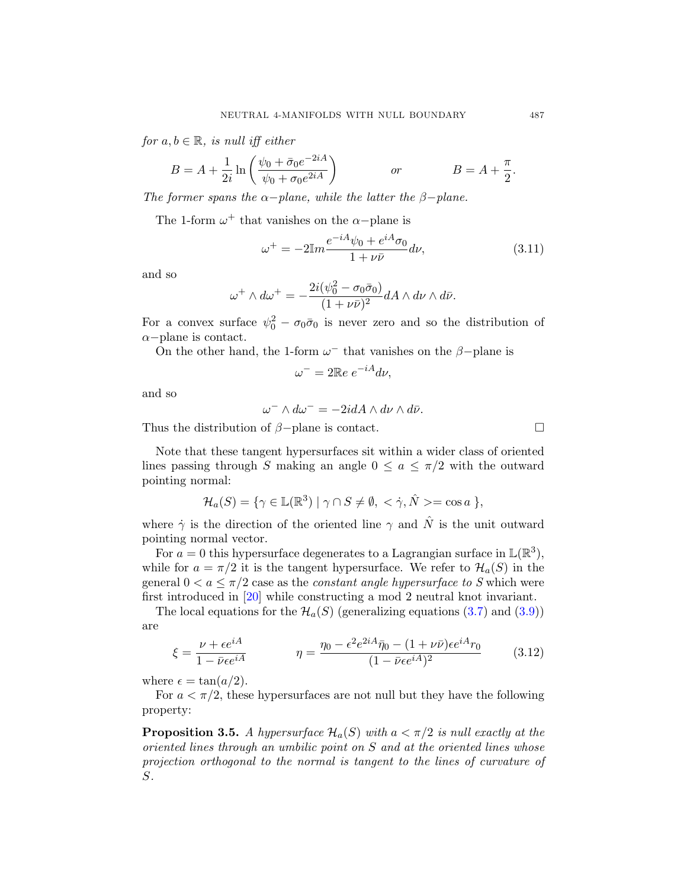*for $a, b \in \mathbb{R}$, is null iff either*

$$B = A + \frac{1}{2i}\ln\left(\frac{\psi_0 + \bar{\sigma}_0 e^{-2iA}}{\psi_0 + \sigma_0 e^{2iA}}\right) \qquad \textit{or} \qquad B = A + \frac{\pi}{2}.$$

*The former spans the $\alpha-$plane, while the latter the $\beta-$plane.*

The 1-form $\omega^+$ that vanishes on the $\alpha-$plane is

$$\omega^+ = -2\mathbb{I}m\frac{e^{-iA}\psi_0 + e^{iA}\sigma_0}{1+\nu\bar{\nu}}d\nu, \tag{3.11}$$

and so

$$\omega^+ \wedge d\omega^+ = -\frac{2i(\psi_0^2 - \sigma_0\bar{\sigma}_0)}{(1+\nu\bar{\nu})^2}dA \wedge d\nu \wedge d\bar{\nu}.$$

For a convex surface $\psi_0^2 - \sigma_0\bar{\sigma}_0$ is never zero and so the distribution of $\alpha-$plane is contact.

On the other hand, the 1-form $\omega^-$ that vanishes on the $\beta-$plane is

$$\omega^- = 2\mathbb{R}e\, e^{-iA}d\nu,$$

and so

$$\omega^- \wedge d\omega^- = -2idA \wedge d\nu \wedge d\bar{\nu}.$$

Thus the distribution of $\beta-$plane is contact. □

Note that these tangent hypersurfaces sit within a wider class of oriented lines passing through $S$ making an angle $0 \leq a \leq \pi/2$ with the outward pointing normal:

$$\mathcal{H}_a(S) = \{\gamma \in \mathbb{L}(\mathbb{R}^3) \mid \gamma \cap S \neq \emptyset,\ <\dot{\gamma}, \hat{N}>= \cos a\ \},$$

where $\dot{\gamma}$ is the direction of the oriented line $\gamma$ and $\hat{N}$ is the unit outward pointing normal vector.

For $a = 0$ this hypersurface degenerates to a Lagrangian surface in $\mathbb{L}(\mathbb{R}^3)$, while for $a = \pi/2$ it is the tangent hypersurface. We refer to $\mathcal{H}_a(S)$ in the general $0 < a \leq \pi/2$ case as the *constant angle hypersurface to $S$* which were first introduced in [20] while constructing a mod 2 neutral knot invariant.

The local equations for the $\mathcal{H}_a(S)$ (generalizing equations (3.7) and (3.9)) are

$$\xi = \frac{\nu + \epsilon e^{iA}}{1 - \bar{\nu}\epsilon e^{iA}} \qquad\qquad \eta = \frac{\eta_0 - \epsilon^2 e^{2iA}\bar{\eta}_0 - (1+\nu\bar{\nu})\epsilon e^{iA} r_0}{(1-\bar{\nu}\epsilon e^{iA})^2} \tag{3.12}$$

where $\epsilon = \tan(a/2)$.

For $a < \pi/2$, these hypersurfaces are not null but they have the following property:

**Proposition 3.5.** *A hypersurface $\mathcal{H}_a(S)$ with $a < \pi/2$ is null exactly at the oriented lines through an umbilic point on $S$ and at the oriented lines whose projection orthogonal to the normal is tangent to the lines of curvature of $S$.*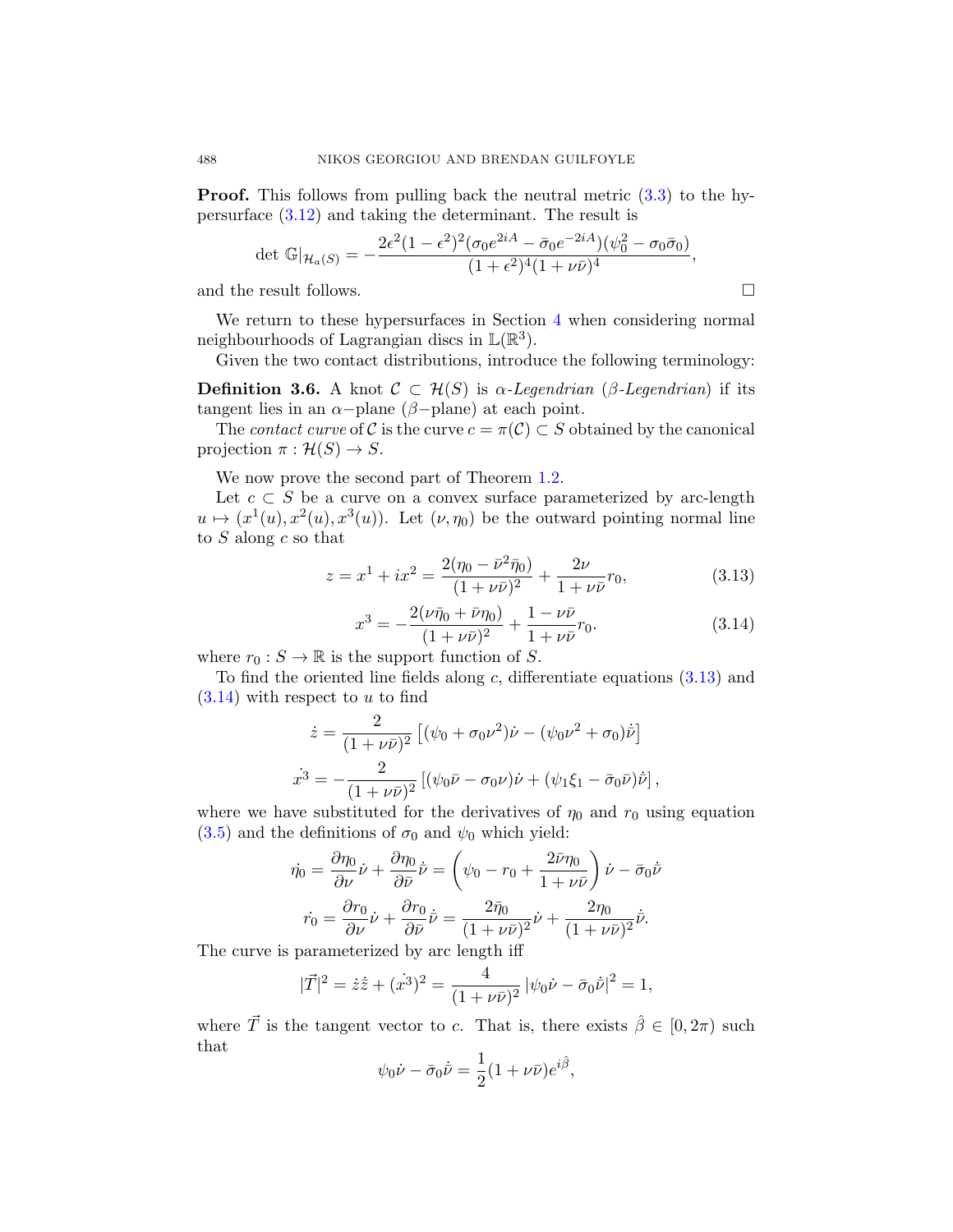**Proof.** This follows from pulling back the neutral metric (3.3) to the hypersurface (3.12) and taking the determinant. The result is

$$\det \mathbb{G}|_{\mathcal{H}_a(S)} = -\frac{2\epsilon^2(1-\epsilon^2)^2(\sigma_0 e^{2iA} - \bar{\sigma}_0 e^{-2iA})(\psi_0^2 - \sigma_0\bar{\sigma}_0)}{(1+\epsilon^2)^4(1+\nu\bar{\nu})^4},$$

and the result follows. □

We return to these hypersurfaces in Section 4 when considering normal neighbourhoods of Lagrangian discs in $\mathbb{L}(\mathbb{R}^3)$.

Given the two contact distributions, introduce the following terminology:

**Definition 3.6.** A knot $\mathcal{C} \subset \mathcal{H}(S)$ is *α-Legendrian* (*β-Legendrian*) if its tangent lies in an $\alpha-$plane ($\beta-$plane) at each point.

The *contact curve* of $\mathcal{C}$ is the curve $c = \pi(\mathcal{C}) \subset S$ obtained by the canonical projection $\pi : \mathcal{H}(S) \to S$.

We now prove the second part of Theorem 1.2.

Let $c \subset S$ be a curve on a convex surface parameterized by arc-length $u \mapsto (x^1(u), x^2(u), x^3(u))$. Let $(\nu, \eta_0)$ be the outward pointing normal line to $S$ along $c$ so that

$$z = x^1 + ix^2 = \frac{2(\eta_0 - \bar{\nu}^2\bar{\eta}_0)}{(1+\nu\bar{\nu})^2} + \frac{2\nu}{1+\nu\bar{\nu}} r_0, \tag{3.13}$$

$$x^3 = -\frac{2(\nu\bar{\eta}_0 + \bar{\nu}\eta_0)}{(1+\nu\bar{\nu})^2} + \frac{1-\nu\bar{\nu}}{1+\nu\bar{\nu}} r_0. \tag{3.14}$$

where $r_0 : S \to \mathbb{R}$ is the support function of $S$.

To find the oriented line fields along $c$, differentiate equations (3.13) and (3.14) with respect to $u$ to find

$$\dot{z} = \frac{2}{(1+\nu\bar{\nu})^2}\left[(\psi_0 + \sigma_0\nu^2)\dot{\nu} - (\psi_0\nu^2 + \sigma_0)\dot{\bar{\nu}}\right]$$

$$\dot{x^3} = -\frac{2}{(1+\nu\bar{\nu})^2}\left[(\psi_0\bar{\nu} - \sigma_0\nu)\dot{\nu} + (\psi_1\xi_1 - \bar{\sigma}_0\bar{\nu})\dot{\bar{\nu}}\right],$$

where we have substituted for the derivatives of $\eta_0$ and $r_0$ using equation (3.5) and the definitions of $\sigma_0$ and $\psi_0$ which yield:

$$\dot{\eta_0} = \frac{\partial \eta_0}{\partial \nu}\dot{\nu} + \frac{\partial \eta_0}{\partial \bar{\nu}}\dot{\bar{\nu}} = \left(\psi_0 - r_0 + \frac{2\bar{\nu}\eta_0}{1+\nu\bar{\nu}}\right)\dot{\nu} - \bar{\sigma}_0\dot{\bar{\nu}}$$

$$\dot{r_0} = \frac{\partial r_0}{\partial \nu}\dot{\nu} + \frac{\partial r_0}{\partial \bar{\nu}}\dot{\bar{\nu}} = \frac{2\bar{\eta}_0}{(1+\nu\bar{\nu})^2}\dot{\nu} + \frac{2\eta_0}{(1+\nu\bar{\nu})^2}\dot{\bar{\nu}}.$$

The curve is parameterized by arc length iff

$$|\vec{T}|^2 = \dot{z}\dot{\bar{z}} + (\dot{x^3})^2 = \frac{4}{(1+\nu\bar{\nu})^2}\left|\psi_0\dot{\nu} - \bar{\sigma}_0\dot{\bar{\nu}}\right|^2 = 1,$$

where $\vec{T}$ is the tangent vector to $c$. That is, there exists $\hat{\beta} \in [0, 2\pi)$ such that

$$\psi_0\dot{\nu} - \bar{\sigma}_0\dot{\bar{\nu}} = \frac{1}{2}(1+\nu\bar{\nu})e^{i\hat{\beta}},$$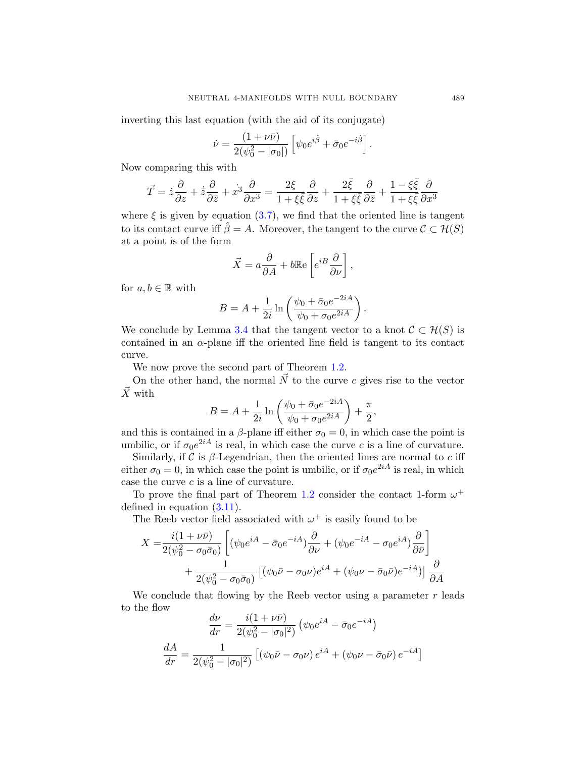inverting this last equation (with the aid of its conjugate)

$$\dot{\nu} = \frac{(1+\nu\bar{\nu})}{2(\psi_0^2 - |\sigma_0|)}\left[\psi_0 e^{i\hat{\beta}} + \bar{\sigma}_0 e^{-i\hat{\beta}}\right].$$

Now comparing this with

$$\vec{T} = \dot{z}\frac{\partial}{\partial z} + \dot{\bar{z}}\frac{\partial}{\partial \bar{z}} + \dot{x^3}\frac{\partial}{\partial x^3} = \frac{2\xi}{1+\xi\bar{\xi}}\frac{\partial}{\partial z} + \frac{2\bar{\xi}}{1+\xi\bar{\xi}}\frac{\partial}{\partial \bar{z}} + \frac{1-\xi\bar{\xi}}{1+\xi\bar{\xi}}\frac{\partial}{\partial x^3}$$

where $\xi$ is given by equation (3.7), we find that the oriented line is tangent to its contact curve iff $\hat{\beta} = A$. Moreover, the tangent to the curve $\mathcal{C} \subset \mathcal{H}(S)$ at a point is of the form

$$\vec{X} = a\frac{\partial}{\partial A} + b\mathbb{R}\mathrm{e}\left[e^{iB}\frac{\partial}{\partial \nu}\right],$$

for $a, b \in \mathbb{R}$ with

$$B = A + \frac{1}{2i}\ln\left(\frac{\psi_0 + \bar{\sigma}_0 e^{-2iA}}{\psi_0 + \sigma_0 e^{2iA}}\right).$$

We conclude by Lemma 3.4 that the tangent vector to a knot $\mathcal{C} \subset \mathcal{H}(S)$ is contained in an $\alpha$-plane iff the oriented line field is tangent to its contact curve.

We now prove the second part of Theorem 1.2.

On the other hand, the normal $\vec{N}$ to the curve $c$ gives rise to the vector $\vec{X}$ with

$$B = A + \frac{1}{2i}\ln\left(\frac{\psi_0 + \bar{\sigma}_0 e^{-2iA}}{\psi_0 + \sigma_0 e^{2iA}}\right) + \frac{\pi}{2},$$

and this is contained in a $\beta$-plane iff either $\sigma_0 = 0$, in which case the point is umbilic, or if $\sigma_0 e^{2iA}$ is real, in which case the curve $c$ is a line of curvature.

Similarly, if $\mathcal{C}$ is $\beta$-Legendrian, then the oriented lines are normal to $c$ iff either $\sigma_0 = 0$, in which case the point is umbilic, or if $\sigma_0 e^{2iA}$ is real, in which case the curve $c$ is a line of curvature.

To prove the final part of Theorem 1.2 consider the contact 1-form $\omega^+$ defined in equation (3.11).

The Reeb vector field associated with $\omega^+$ is easily found to be

$$\begin{aligned} X =& \frac{i(1+\nu\bar{\nu})}{2(\psi_0^2 - \sigma_0\bar{\sigma}_0)}\left[(\psi_0 e^{iA} - \bar{\sigma}_0 e^{-iA})\frac{\partial}{\partial \nu} + (\psi_0 e^{-iA} - \sigma_0 e^{iA})\frac{\partial}{\partial \bar{\nu}}\right] \\ &+ \frac{1}{2(\psi_0^2 - \sigma_0\bar{\sigma}_0)}\left[(\psi_0\bar{\nu} - \sigma_0\nu)e^{iA} + (\psi_0\nu - \bar{\sigma}_0\bar{\nu})e^{-iA}\right]\frac{\partial}{\partial A} \end{aligned}$$

We conclude that flowing by the Reeb vector using a parameter $r$ leads to the flow

$$\frac{d\nu}{dr} = \frac{i(1+\nu\bar{\nu})}{2(\psi_0^2 - |\sigma_0|^2)}\left(\psi_0 e^{iA} - \bar{\sigma}_0 e^{-iA}\right)$$

$$\frac{dA}{dr} = \frac{1}{2(\psi_0^2 - |\sigma_0|^2)}\left[\left(\psi_0\bar{\nu} - \sigma_0\nu\right)e^{iA} + \left(\psi_0\nu - \bar{\sigma}_0\bar{\nu}\right)e^{-iA}\right]$$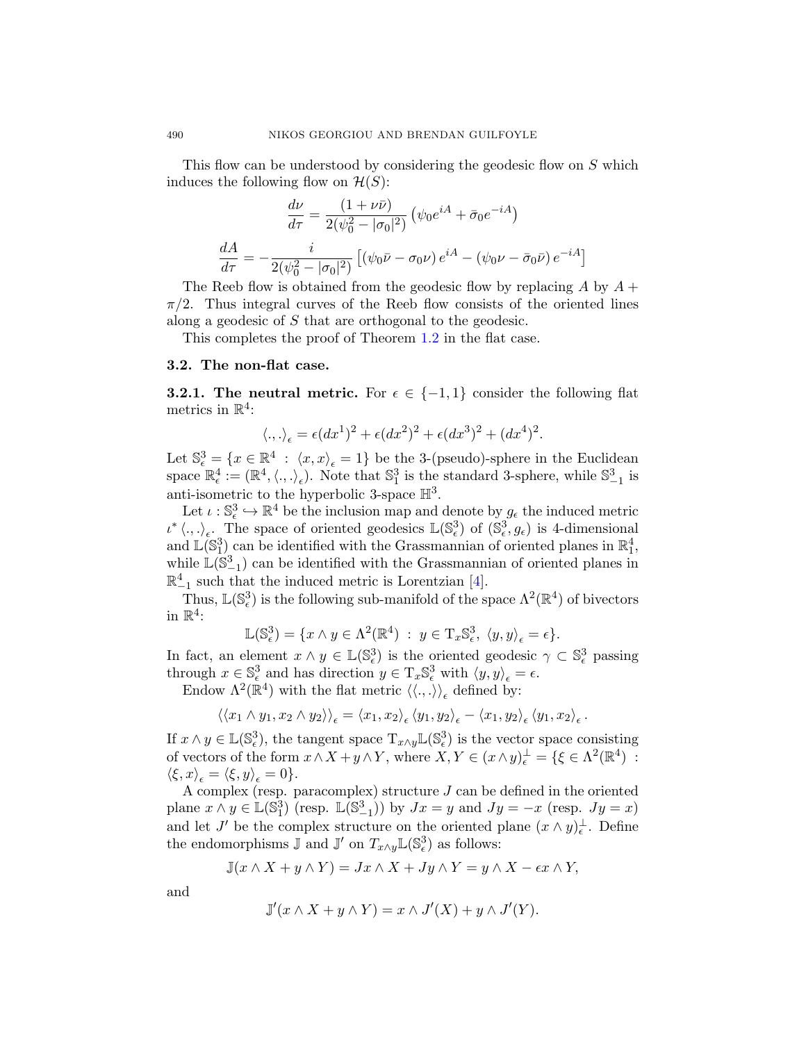This flow can be understood by considering the geodesic flow on $S$ which induces the following flow on $\mathcal{H}(S)$:

$$\frac{d\nu}{d\tau} = \frac{(1+\nu\bar{\nu})}{2(\psi_0^2 - |\sigma_0|^2)}\left(\psi_0 e^{iA} + \bar{\sigma}_0 e^{-iA}\right)$$

$$\frac{dA}{d\tau} = -\frac{i}{2(\psi_0^2 - |\sigma_0|^2)}\left[\left(\psi_0\bar{\nu} - \sigma_0\nu\right)e^{iA} - \left(\psi_0\nu - \bar{\sigma}_0\bar{\nu}\right)e^{-iA}\right]$$

The Reeb flow is obtained from the geodesic flow by replacing $A$ by $A + \pi/2$. Thus integral curves of the Reeb flow consists of the oriented lines along a geodesic of $S$ that are orthogonal to the geodesic.

This completes the proof of Theorem 1.2 in the flat case.

### 3.2. The non-flat case.

**3.2.1. The neutral metric.** For $\epsilon \in \{-1, 1\}$ consider the following flat metrics in $\mathbb{R}^4$:

$$\langle .,. \rangle_\epsilon = \epsilon(dx^1)^2 + \epsilon(dx^2)^2 + \epsilon(dx^3)^2 + (dx^4)^2.$$

Let $\mathbb{S}^3_\epsilon = \{x \in \mathbb{R}^4 \,:\, \langle x, x\rangle_\epsilon = 1\}$ be the 3-(pseudo)-sphere in the Euclidean space $\mathbb{R}^4_\epsilon := (\mathbb{R}^4, \langle .,. \rangle_\epsilon)$. Note that $\mathbb{S}^3_1$ is the standard 3-sphere, while $\mathbb{S}^3_{-1}$ is anti-isometric to the hyperbolic 3-space $\mathbb{H}^3$.

Let $\iota : \mathbb{S}^3_\epsilon \hookrightarrow \mathbb{R}^4$ be the inclusion map and denote by $g_\epsilon$ the induced metric $\iota^* \langle .,. \rangle_\epsilon$. The space of oriented geodesics $\mathbb{L}(\mathbb{S}^3_\epsilon)$ of $(\mathbb{S}^3_\epsilon, g_\epsilon)$ is 4-dimensional and $\mathbb{L}(\mathbb{S}^3_1)$ can be identified with the Grassmannian of oriented planes in $\mathbb{R}^4_1$, while $\mathbb{L}(\mathbb{S}^3_{-1})$ can be identified with the Grassmannian of oriented planes in $\mathbb{R}^4_{-1}$ such that the induced metric is Lorentzian [4].

Thus, $\mathbb{L}(\mathbb{S}^3_\epsilon)$ is the following sub-manifold of the space $\Lambda^2(\mathbb{R}^4)$ of bivectors in $\mathbb{R}^4$:

$$\mathbb{L}(\mathbb{S}^3_\epsilon) = \{x \wedge y \in \Lambda^2(\mathbb{R}^4) \,:\, y \in \mathrm{T}_x\mathbb{S}^3_\epsilon,\ \langle y, y\rangle_\epsilon = \epsilon\}.$$

In fact, an element $x \wedge y \in \mathbb{L}(\mathbb{S}^3_\epsilon)$ is the oriented geodesic $\gamma \subset \mathbb{S}^3_\epsilon$ passing through $x \in \mathbb{S}^3_\epsilon$ and has direction $y \in \mathrm{T}_x\mathbb{S}^3_\epsilon$ with $\langle y, y\rangle_\epsilon = \epsilon$.

Endow $\Lambda^2(\mathbb{R}^4)$ with the flat metric $\langle\langle .,. \rangle\rangle_\epsilon$ defined by:

$$\langle\langle x_1 \wedge y_1, x_2 \wedge y_2 \rangle\rangle_\epsilon = \langle x_1, x_2\rangle_\epsilon \langle y_1, y_2\rangle_\epsilon - \langle x_1, y_2\rangle_\epsilon \langle y_1, x_2\rangle_\epsilon\,.$$

If $x \wedge y \in \mathbb{L}(\mathbb{S}^3_\epsilon)$, the tangent space $\mathrm{T}_{x\wedge y}\mathbb{L}(\mathbb{S}^3_\epsilon)$ is the vector space consisting of vectors of the form $x \wedge X + y \wedge Y$, where $X, Y \in (x \wedge y)^\perp_\epsilon = \{\xi \in \Lambda^2(\mathbb{R}^4) \,:\, \langle \xi, x\rangle_\epsilon = \langle \xi, y\rangle_\epsilon = 0\}$.

A complex (resp. paracomplex) structure $J$ can be defined in the oriented plane $x \wedge y \in \mathbb{L}(\mathbb{S}^3_1)$ (resp. $\mathbb{L}(\mathbb{S}^3_{-1})$) by $Jx = y$ and $Jy = -x$ (resp. $Jy = x$) and let $J'$ be the complex structure on the oriented plane $(x \wedge y)^\perp_\epsilon$. Define the endomorphisms $\mathbb{J}$ and $\mathbb{J}'$ on $T_{x\wedge y}\mathbb{L}(\mathbb{S}^3_\epsilon)$ as follows:

$$\mathbb{J}(x \wedge X + y \wedge Y) = Jx \wedge X + Jy \wedge Y = y \wedge X - \epsilon x \wedge Y,$$

and

$$\mathbb{J}'(x \wedge X + y \wedge Y) = x \wedge J'(X) + y \wedge J'(Y).$$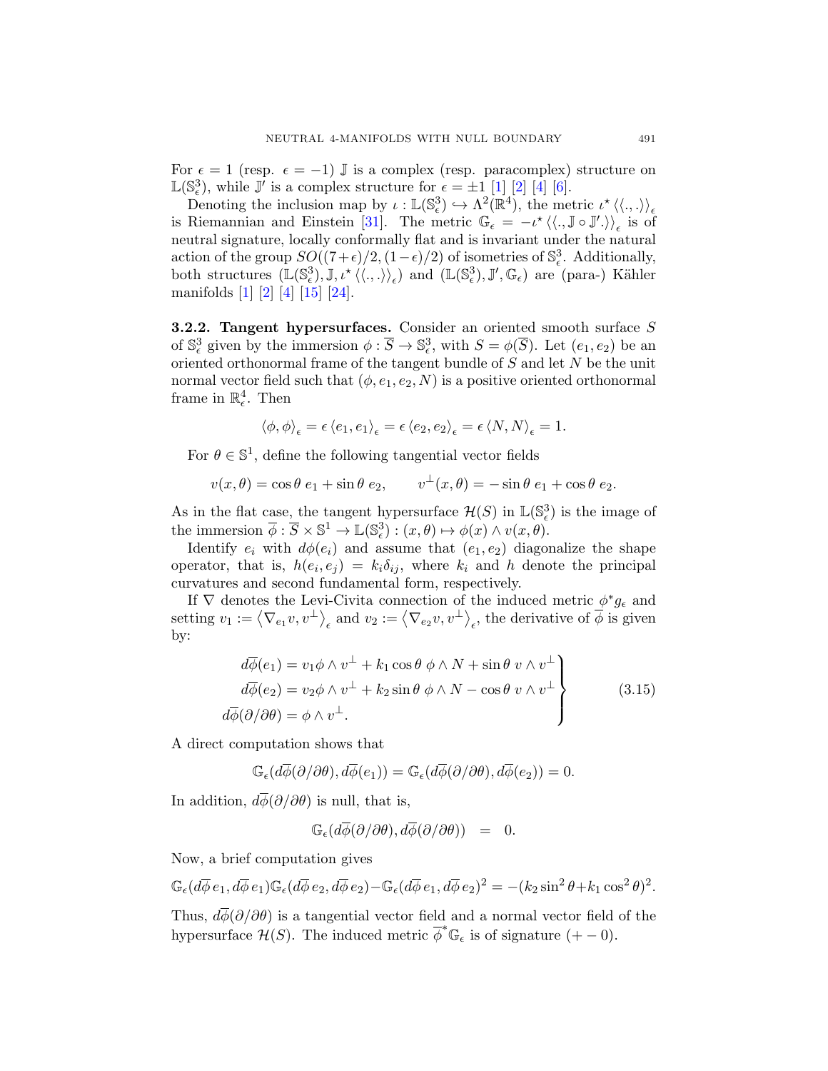For $\epsilon = 1$ (resp. $\epsilon = -1$) $\mathbb{J}$ is a complex (resp. paracomplex) structure on $\mathbb{L}(\mathbb{S}^3_\epsilon)$, while $\mathbb{J}'$ is a complex structure for $\epsilon = \pm 1$ [1] [2] [4] [6].

Denoting the inclusion map by $\iota : \mathbb{L}(\mathbb{S}^3_\epsilon) \hookrightarrow \Lambda^2(\mathbb{R}^4)$, the metric $\iota^\star \langle\langle ., . \rangle\rangle_\epsilon$ is Riemannian and Einstein [31]. The metric $\mathbb{G}_\epsilon = -\iota^\star \langle\langle ., \mathbb{J} \circ \mathbb{J}'. \rangle\rangle_\epsilon$ is of neutral signature, locally conformally flat and is invariant under the natural action of the group $SO((7+\epsilon)/2, (1-\epsilon)/2)$ of isometries of $\mathbb{S}^3_\epsilon$. Additionally, both structures $(\mathbb{L}(\mathbb{S}^3_\epsilon), \mathbb{J}, \iota^\star \langle\langle ., . \rangle\rangle_\epsilon)$ and $(\mathbb{L}(\mathbb{S}^3_\epsilon), \mathbb{J}', \mathbb{G}_\epsilon)$ are (para-) Kähler manifolds [1] [2] [4] [15] [24].

**3.2.2. Tangent hypersurfaces.** Consider an oriented smooth surface $S$ of $\mathbb{S}^3_\epsilon$ given by the immersion $\phi : \overline{S} \to \mathbb{S}^3_\epsilon$, with $S = \phi(\overline{S})$. Let $(e_1, e_2)$ be an oriented orthonormal frame of the tangent bundle of $S$ and let $N$ be the unit normal vector field such that $(\phi, e_1, e_2, N)$ is a positive oriented orthonormal frame in $\mathbb{R}^4_\epsilon$. Then

$$\langle \phi, \phi \rangle_\epsilon = \epsilon \langle e_1, e_1 \rangle_\epsilon = \epsilon \langle e_2, e_2 \rangle_\epsilon = \epsilon \langle N, N \rangle_\epsilon = 1.$$

For $\theta \in \mathbb{S}^1$, define the following tangential vector fields

$$v(x, \theta) = \cos\theta \; e_1 + \sin\theta \; e_2, \qquad v^\perp(x, \theta) = -\sin\theta \; e_1 + \cos\theta \; e_2.$$

As in the flat case, the tangent hypersurface $\mathcal{H}(S)$ in $\mathbb{L}(\mathbb{S}^3_\epsilon)$ is the image of the immersion $\overline{\phi} : \overline{S} \times \mathbb{S}^1 \to \mathbb{L}(\mathbb{S}^3_\epsilon) : (x, \theta) \mapsto \phi(x) \wedge v(x, \theta)$.

Identify $e_i$ with $d\phi(e_i)$ and assume that $(e_1, e_2)$ diagonalize the shape operator, that is, $h(e_i, e_j) = k_i \delta_{ij}$, where $k_i$ and $h$ denote the principal curvatures and second fundamental form, respectively.

If $\nabla$ denotes the Levi-Civita connection of the induced metric $\phi^* g_\epsilon$ and setting $v_1 := \langle \nabla_{e_1} v, v^\perp \rangle_\epsilon$ and $v_2 := \langle \nabla_{e_2} v, v^\perp \rangle_\epsilon$, the derivative of $\overline{\phi}$ is given by:

$$\left.\begin{aligned} d\overline{\phi}(e_1) &= v_1 \phi \wedge v^\perp + k_1 \cos\theta \; \phi \wedge N + \sin\theta \; v \wedge v^\perp \\ d\overline{\phi}(e_2) &= v_2 \phi \wedge v^\perp + k_2 \sin\theta \; \phi \wedge N - \cos\theta \; v \wedge v^\perp \\ d\overline{\phi}(\partial/\partial\theta) &= \phi \wedge v^\perp. \end{aligned}\right\} \tag{3.15}$$

A direct computation shows that

$$\mathbb{G}_\epsilon(d\overline{\phi}(\partial/\partial\theta), d\overline{\phi}(e_1)) = \mathbb{G}_\epsilon(d\overline{\phi}(\partial/\partial\theta), d\overline{\phi}(e_2)) = 0.$$

In addition, $d\overline{\phi}(\partial/\partial\theta)$ is null, that is,

$$\mathbb{G}_\epsilon(d\overline{\phi}(\partial/\partial\theta), d\overline{\phi}(\partial/\partial\theta)) \;\; = \;\; 0.$$

Now, a brief computation gives

$$\mathbb{G}_\epsilon(d\overline{\phi}\, e_1, d\overline{\phi}\, e_1)\mathbb{G}_\epsilon(d\overline{\phi}\, e_2, d\overline{\phi}\, e_2) - \mathbb{G}_\epsilon(d\overline{\phi}\, e_1, d\overline{\phi}\, e_2)^2 = -(k_2 \sin^2\theta + k_1 \cos^2\theta)^2.$$

Thus, $d\overline{\phi}(\partial/\partial\theta)$ is a tangential vector field and a normal vector field of the hypersurface $\mathcal{H}(S)$. The induced metric $\overline{\phi}^* \mathbb{G}_\epsilon$ is of signature $(+-0)$.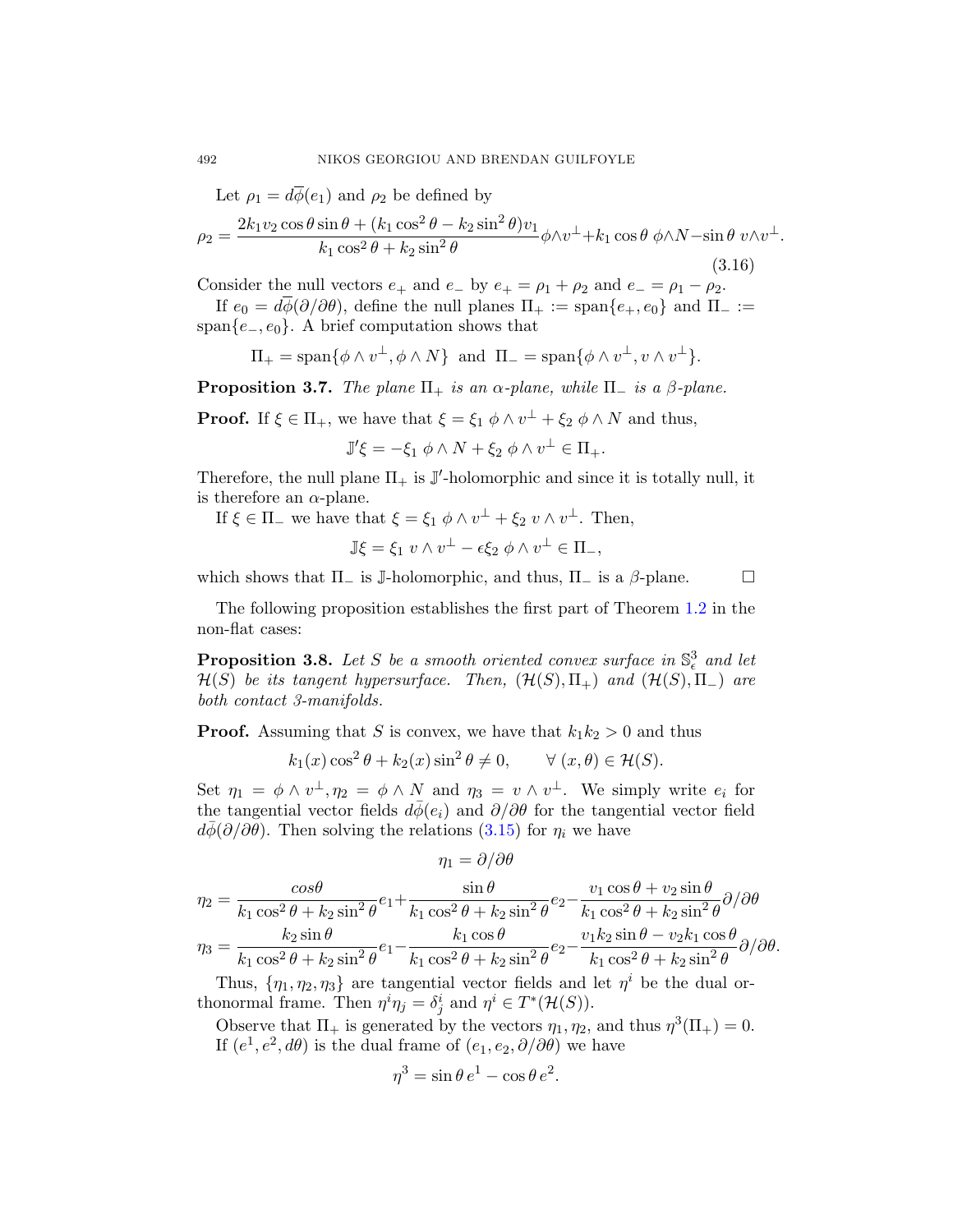Let $\rho_1 = d\overline{\phi}(e_1)$ and $\rho_2$ be defined by

$$\rho_2 = \frac{2k_1 v_2 \cos\theta \sin\theta + (k_1 \cos^2\theta - k_2 \sin^2\theta)v_1}{k_1 \cos^2\theta + k_2 \sin^2\theta}\phi\wedge v^\perp + k_1 \cos\theta\ \phi\wedge N - \sin\theta\ v\wedge v^\perp. \tag{3.16}$$

Consider the null vectors $e_+$ and $e_-$ by $e_+ = \rho_1 + \rho_2$ and $e_- = \rho_1 - \rho_2$.

If $e_0 = d\overline{\phi}(\partial/\partial\theta)$, define the null planes $\Pi_+ := \text{span}\{e_+, e_0\}$ and $\Pi_- := \text{span}\{e_-, e_0\}$. A brief computation shows that

$$\Pi_+ = \text{span}\{\phi\wedge v^\perp, \phi\wedge N\} \text{ and } \Pi_- = \text{span}\{\phi\wedge v^\perp, v\wedge v^\perp\}.$$

**Proposition 3.7.** *The plane $\Pi_+$ is an $\alpha$-plane, while $\Pi_-$ is a $\beta$-plane.*

**Proof.** If $\xi \in \Pi_+$, we have that $\xi = \xi_1\ \phi\wedge v^\perp + \xi_2\ \phi\wedge N$ and thus,

$$\mathbb{J}'\xi = -\xi_1\ \phi\wedge N + \xi_2\ \phi\wedge v^\perp \in \Pi_+.$$

Therefore, the null plane $\Pi_+$ is $\mathbb{J}'$-holomorphic and since it is totally null, it is therefore an $\alpha$-plane.

If $\xi \in \Pi_-$ we have that $\xi = \xi_1\ \phi\wedge v^\perp + \xi_2\ v\wedge v^\perp$. Then,

$$\mathbb{J}\xi = \xi_1\ v\wedge v^\perp - \epsilon\xi_2\ \phi\wedge v^\perp \in \Pi_-,$$

which shows that $\Pi_-$ is $\mathbb{J}$-holomorphic, and thus, $\Pi_-$ is a $\beta$-plane. $\square$

The following proposition establishes the first part of Theorem 1.2 in the non-flat cases:

**Proposition 3.8.** *Let $S$ be a smooth oriented convex surface in $\mathbb{S}^3_\epsilon$ and let $\mathcal{H}(S)$ be its tangent hypersurface. Then, $(\mathcal{H}(S), \Pi_+)$ and $(\mathcal{H}(S), \Pi_-)$ are both contact 3-manifolds.*

**Proof.** Assuming that $S$ is convex, we have that $k_1 k_2 > 0$ and thus

$$k_1(x)\cos^2\theta + k_2(x)\sin^2\theta \neq 0, \qquad \forall\ (x,\theta) \in \mathcal{H}(S).$$

Set $\eta_1 = \phi\wedge v^\perp, \eta_2 = \phi\wedge N$ and $\eta_3 = v\wedge v^\perp$. We simply write $e_i$ for the tangential vector fields $d\bar{\phi}(e_i)$ and $\partial/\partial\theta$ for the tangential vector field $d\bar{\phi}(\partial/\partial\theta)$. Then solving the relations (3.15) for $\eta_i$ we have

$$\eta_1 = \partial/\partial\theta$$

$$\eta_2 = \frac{cos\theta}{k_1\cos^2\theta + k_2\sin^2\theta}e_1 + \frac{\sin\theta}{k_1\cos^2\theta + k_2\sin^2\theta}e_2 - \frac{v_1\cos\theta + v_2\sin\theta}{k_1\cos^2\theta + k_2\sin^2\theta}\partial/\partial\theta$$

$$\eta_3 = \frac{k_2\sin\theta}{k_1\cos^2\theta + k_2\sin^2\theta}e_1 - \frac{k_1\cos\theta}{k_1\cos^2\theta + k_2\sin^2\theta}e_2 - \frac{v_1 k_2\sin\theta - v_2 k_1\cos\theta}{k_1\cos^2\theta + k_2\sin^2\theta}\partial/\partial\theta.$$

Thus, $\{\eta_1, \eta_2, \eta_3\}$ are tangential vector fields and let $\eta^i$ be the dual orthonormal frame. Then $\eta^i\eta_j = \delta^i_j$ and $\eta^i \in T^*(\mathcal{H}(S))$.

Observe that $\Pi_+$ is generated by the vectors $\eta_1, \eta_2$, and thus $\eta^3(\Pi_+) = 0$.

If $(e^1, e^2, d\theta)$ is the dual frame of $(e_1, e_2, \partial/\partial\theta)$ we have

$$\eta^3 = \sin\theta\, e^1 - \cos\theta\, e^2.$$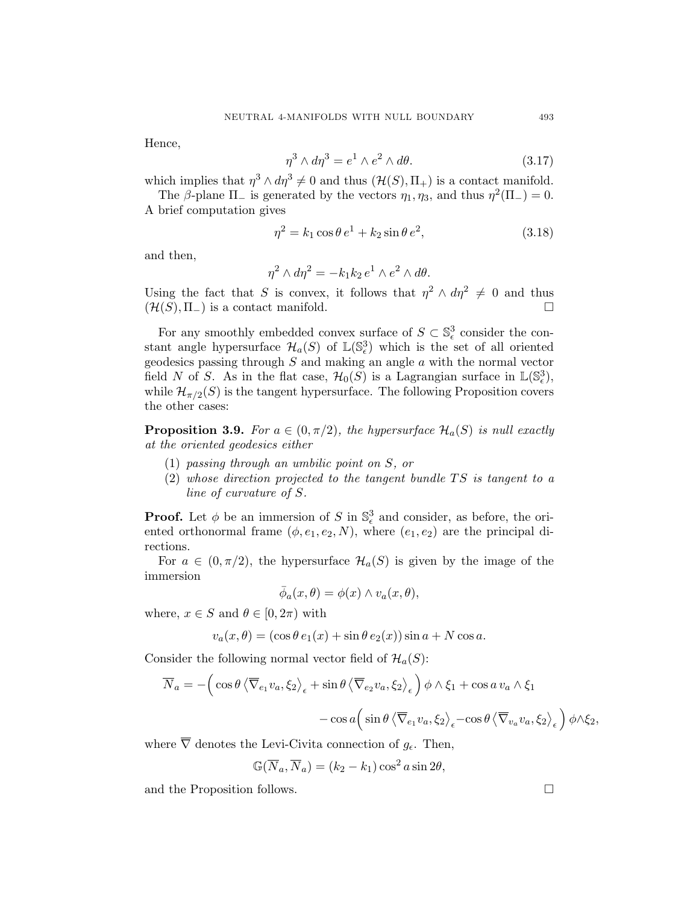Hence,

$$\eta^3 \wedge d\eta^3 = e^1 \wedge e^2 \wedge d\theta. \tag{3.17}$$

which implies that $\eta^3 \wedge d\eta^3 \neq 0$ and thus $(\mathcal{H}(S), \Pi_+)$ is a contact manifold.

The $\beta$-plane $\Pi_-$ is generated by the vectors $\eta_1, \eta_3$, and thus $\eta^2(\Pi_-) = 0$. A brief computation gives

$$\eta^2 = k_1 \cos\theta \, e^1 + k_2 \sin\theta \, e^2, \tag{3.18}$$

and then,

$$\eta^2 \wedge d\eta^2 = -k_1 k_2 \, e^1 \wedge e^2 \wedge d\theta.$$

Using the fact that $S$ is convex, it follows that $\eta^2 \wedge d\eta^2 \neq 0$ and thus $(\mathcal{H}(S), \Pi_-)$ is a contact manifold. $\square$

For any smoothly embedded convex surface of $S \subset \mathbb{S}^3_\epsilon$ consider the constant angle hypersurface $\mathcal{H}_a(S)$ of $\mathbb{L}(\mathbb{S}^3_\epsilon)$ which is the set of all oriented geodesics passing through $S$ and making an angle $a$ with the normal vector field $N$ of $S$. As in the flat case, $\mathcal{H}_0(S)$ is a Lagrangian surface in $\mathbb{L}(\mathbb{S}^3_\epsilon)$, while $\mathcal{H}_{\pi/2}(S)$ is the tangent hypersurface. The following Proposition covers the other cases:

**Proposition 3.9.** *For $a \in (0, \pi/2)$, the hypersurface $\mathcal{H}_a(S)$ is null exactly at the oriented geodesics either*

1. *passing through an umbilic point on $S$, or*
2. *whose direction projected to the tangent bundle $TS$ is tangent to a line of curvature of $S$.*

**Proof.** Let $\phi$ be an immersion of $S$ in $\mathbb{S}^3_\epsilon$ and consider, as before, the oriented orthonormal frame $(\phi, e_1, e_2, N)$, where $(e_1, e_2)$ are the principal directions.

For $a \in (0, \pi/2)$, the hypersurface $\mathcal{H}_a(S)$ is given by the image of the immersion

$$\bar{\phi}_a(x, \theta) = \phi(x) \wedge v_a(x, \theta),$$

where, $x \in S$ and $\theta \in [0, 2\pi)$ with

$$v_a(x, \theta) = (\cos\theta \, e_1(x) + \sin\theta \, e_2(x)) \sin a + N \cos a.$$

Consider the following normal vector field of $\mathcal{H}_a(S)$:

$$\overline{N}_a = -\Big( \cos\theta \left\langle \overline{\nabla}_{e_1} v_a, \xi_2 \right\rangle_\epsilon + \sin\theta \left\langle \overline{\nabla}_{e_2} v_a, \xi_2 \right\rangle_\epsilon \Big) \phi \wedge \xi_1 + \cos a \, v_a \wedge \xi_1$$
$$- \cos a \Big( \sin\theta \left\langle \overline{\nabla}_{e_1} v_a, \xi_2 \right\rangle_\epsilon - \cos\theta \left\langle \overline{\nabla}_{v_a} v_a, \xi_2 \right\rangle_\epsilon \Big) \phi \wedge \xi_2,$$

where $\overline{\nabla}$ denotes the Levi-Civita connection of $g_\epsilon$. Then,

$$\mathbb{G}(\overline{N}_a, \overline{N}_a) = (k_2 - k_1) \cos^2 a \sin 2\theta,$$

and the Proposition follows. $\square$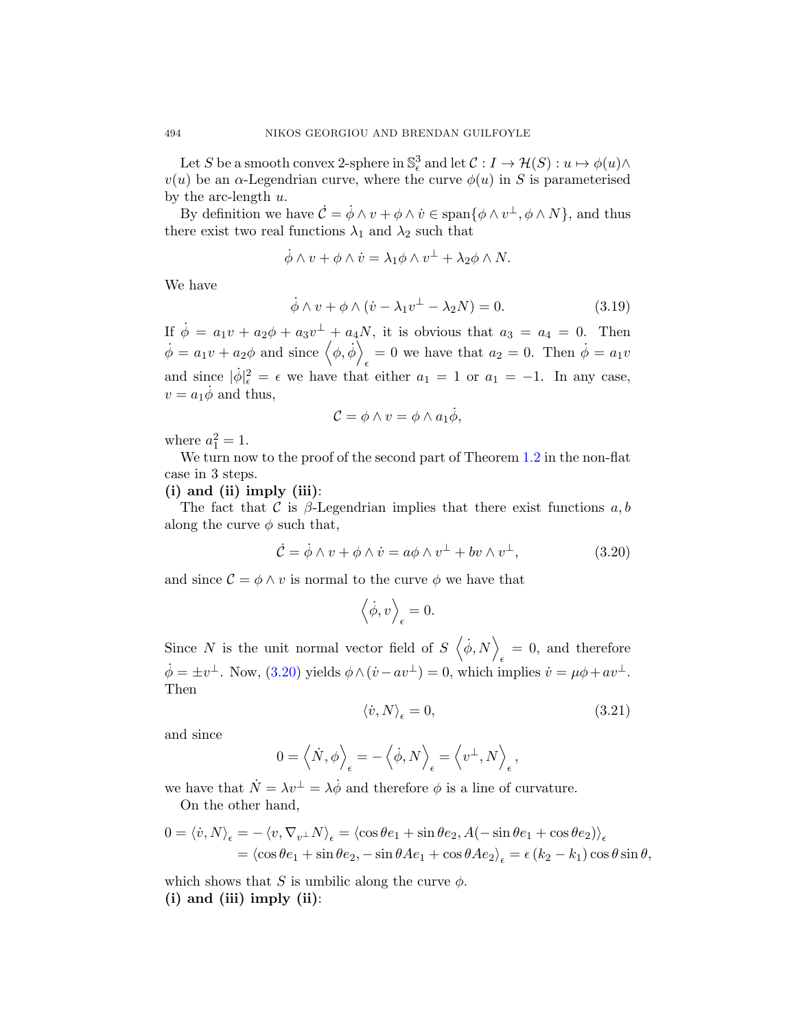Let $S$ be a smooth convex 2-sphere in $\mathbb{S}^3_\epsilon$ and let $\mathcal{C} : I \to \mathcal{H}(S) : u \mapsto \phi(u)\wedge v(u)$ be an $\alpha$-Legendrian curve, where the curve $\phi(u)$ in $S$ is parameterised by the arc-length $u$.

By definition we have $\dot{\mathcal{C}} = \dot\phi \wedge v + \phi\wedge \dot v \in \text{span}\{\phi\wedge v^\perp, \phi\wedge N\}$, and thus there exist two real functions $\lambda_1$ and $\lambda_2$ such that

$$\dot\phi \wedge v + \phi\wedge \dot v = \lambda_1 \phi\wedge v^\perp + \lambda_2 \phi\wedge N.$$

We have

$$\dot\phi\wedge v + \phi\wedge(\dot v - \lambda_1 v^\perp - \lambda_2 N) = 0. \tag{3.19}$$

If $\dot\phi = a_1 v + a_2\phi + a_3 v^\perp + a_4 N$, it is obvious that $a_3 = a_4 = 0$. Then $\dot\phi = a_1 v + a_2 \phi$ and since $\left\langle \phi, \dot\phi\right\rangle_\epsilon = 0$ we have that $a_2 = 0$. Then $\dot\phi = a_1 v$ and since $|\dot\phi|^2_\epsilon = \epsilon$ we have that either $a_1 = 1$ or $a_1 = -1$. In any case, $v = a_1\dot\phi$ and thus,

$$\mathcal{C} = \phi\wedge v = \phi\wedge a_1\dot\phi,$$

where $a_1^2 = 1$.

We turn now to the proof of the second part of Theorem 1.2 in the non-flat case in 3 steps.

**(i) and (ii) imply (iii)**:

The fact that $\mathcal{C}$ is $\beta$-Legendrian implies that there exist functions $a, b$ along the curve $\phi$ such that,

$$\dot{\mathcal{C}} = \dot\phi\wedge v + \phi\wedge\dot v = a\phi\wedge v^\perp + b v\wedge v^\perp, \tag{3.20}$$

and since $\mathcal{C} = \phi\wedge v$ is normal to the curve $\phi$ we have that

$$\left\langle \dot\phi, v\right\rangle_\epsilon = 0.$$

Since $N$ is the unit normal vector field of $S$ $\left\langle \dot\phi, N\right\rangle_\epsilon = 0$, and therefore $\dot\phi = \pm v^\perp$. Now, (3.20) yields $\phi\wedge(\dot v - a v^\perp) = 0$, which implies $\dot v = \mu\phi + a v^\perp$. Then

$$\langle \dot v, N\rangle_\epsilon = 0, \tag{3.21}$$

and since

$$0 = \left\langle \dot N, \phi\right\rangle_\epsilon = -\left\langle \dot\phi, N\right\rangle_\epsilon = \left\langle v^\perp, N\right\rangle_\epsilon,$$

we have that $\dot N = \lambda v^\perp = \lambda\dot\phi$ and therefore $\phi$ is a line of curvature.

On the other hand,

$$\begin{aligned}0 = \langle \dot v, N\rangle_\epsilon &= -\langle v, \nabla_{v^\perp} N\rangle_\epsilon = \langle \cos\theta e_1 + \sin\theta e_2, A(-\sin\theta e_1 + \cos\theta e_2)\rangle_\epsilon \\ &= \langle \cos\theta e_1 + \sin\theta e_2, -\sin\theta A e_1 + \cos\theta A e_2\rangle_\epsilon = \epsilon\,(k_2 - k_1)\cos\theta\sin\theta,\end{aligned}$$

which shows that $S$ is umbilic along the curve $\phi$.

**(i) and (iii) imply (ii)**: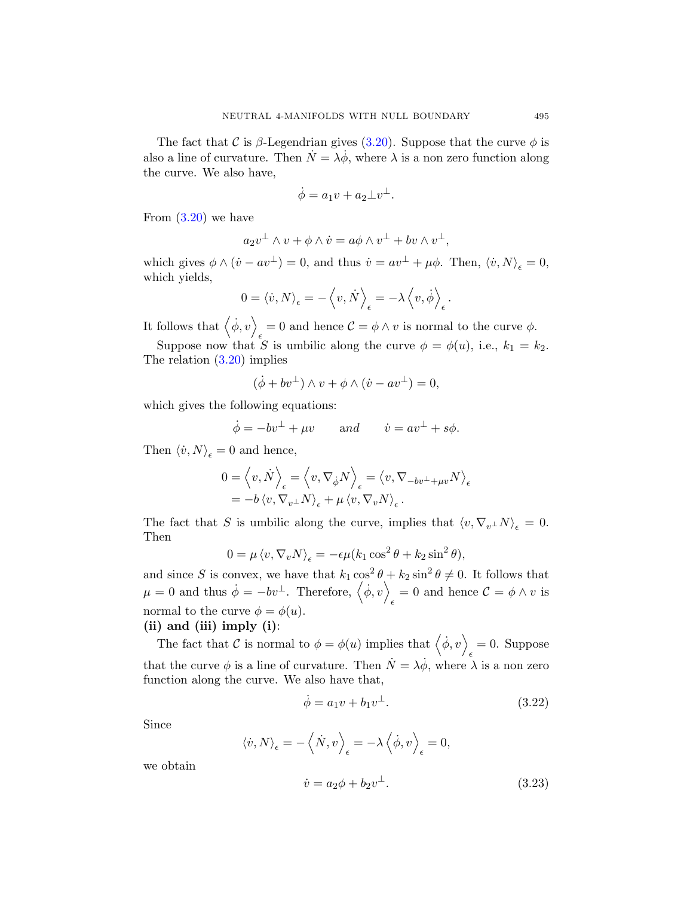The fact that $\mathcal{C}$ is $\beta$-Legendrian gives (3.20). Suppose that the curve $\phi$ is also a line of curvature. Then $\dot{N} = \lambda\dot{\phi}$, where $\lambda$ is a non zero function along the curve. We also have,

$$\dot{\phi} = a_1 v + a_2 \perp v^{\perp}.$$

From (3.20) we have

$$a_2 v^{\perp} \wedge v + \phi \wedge \dot{v} = a\phi \wedge v^{\perp} + bv \wedge v^{\perp},$$

which gives $\phi \wedge (\dot{v} - av^{\perp}) = 0$, and thus $\dot{v} = av^{\perp} + \mu\phi$. Then, $\langle \dot{v}, N\rangle_\epsilon = 0$, which yields,

$$0 = \langle \dot{v}, N\rangle_\epsilon = -\left\langle v, \dot{N}\right\rangle_\epsilon = -\lambda\left\langle v, \dot{\phi}\right\rangle_\epsilon.$$

It follows that $\left\langle \dot{\phi}, v\right\rangle_\epsilon = 0$ and hence $\mathcal{C} = \phi \wedge v$ is normal to the curve $\phi$.

Suppose now that $S$ is umbilic along the curve $\phi = \phi(u)$, i.e., $k_1 = k_2$. The relation (3.20) implies

$$(\dot{\phi} + bv^{\perp}) \wedge v + \phi \wedge (\dot{v} - av^{\perp}) = 0,$$

which gives the following equations:

$$\dot{\phi} = -bv^{\perp} + \mu v \qquad \textit{and} \qquad \dot{v} = av^{\perp} + s\phi.$$

Then $\langle \dot{v}, N\rangle_\epsilon = 0$ and hence,

$$\begin{aligned} 0 = \left\langle v, \dot{N}\right\rangle_\epsilon &= \left\langle v, \nabla_{\dot{\phi}} N\right\rangle_\epsilon = \left\langle v, \nabla_{-bv^{\perp}+\mu v} N\right\rangle_\epsilon \\ &= -b\left\langle v, \nabla_{v^{\perp}} N\right\rangle_\epsilon + \mu\left\langle v, \nabla_v N\right\rangle_\epsilon. \end{aligned}$$

The fact that $S$ is umbilic along the curve, implies that $\langle v, \nabla_{v^{\perp}} N\rangle_\epsilon = 0$. Then

$$0 = \mu\left\langle v, \nabla_v N\right\rangle_\epsilon = -\epsilon\mu(k_1\cos^2\theta + k_2\sin^2\theta),$$

and since $S$ is convex, we have that $k_1\cos^2\theta + k_2\sin^2\theta \neq 0$. It follows that $\mu = 0$ and thus $\dot{\phi} = -bv^{\perp}$. Therefore, $\left\langle \dot{\phi}, v\right\rangle_\epsilon = 0$ and hence $\mathcal{C} = \phi \wedge v$ is normal to the curve $\phi = \phi(u)$.

**(ii) and (iii) imply (i)**:

The fact that $\mathcal{C}$ is normal to $\phi = \phi(u)$ implies that $\left\langle \dot{\phi}, v\right\rangle_\epsilon = 0$. Suppose that the curve $\phi$ is a line of curvature. Then $\dot{N} = \lambda\dot{\phi}$, where $\lambda$ is a non zero function along the curve. We also have that,

$$\dot{\phi} = a_1 v + b_1 v^{\perp}. \tag{3.22}$$

Since

$$\langle \dot{v}, N\rangle_\epsilon = -\left\langle \dot{N}, v\right\rangle_\epsilon = -\lambda\left\langle \dot{\phi}, v\right\rangle_\epsilon = 0,$$

we obtain

$$\dot{v} = a_2\phi + b_2 v^{\perp}. \tag{3.23}$$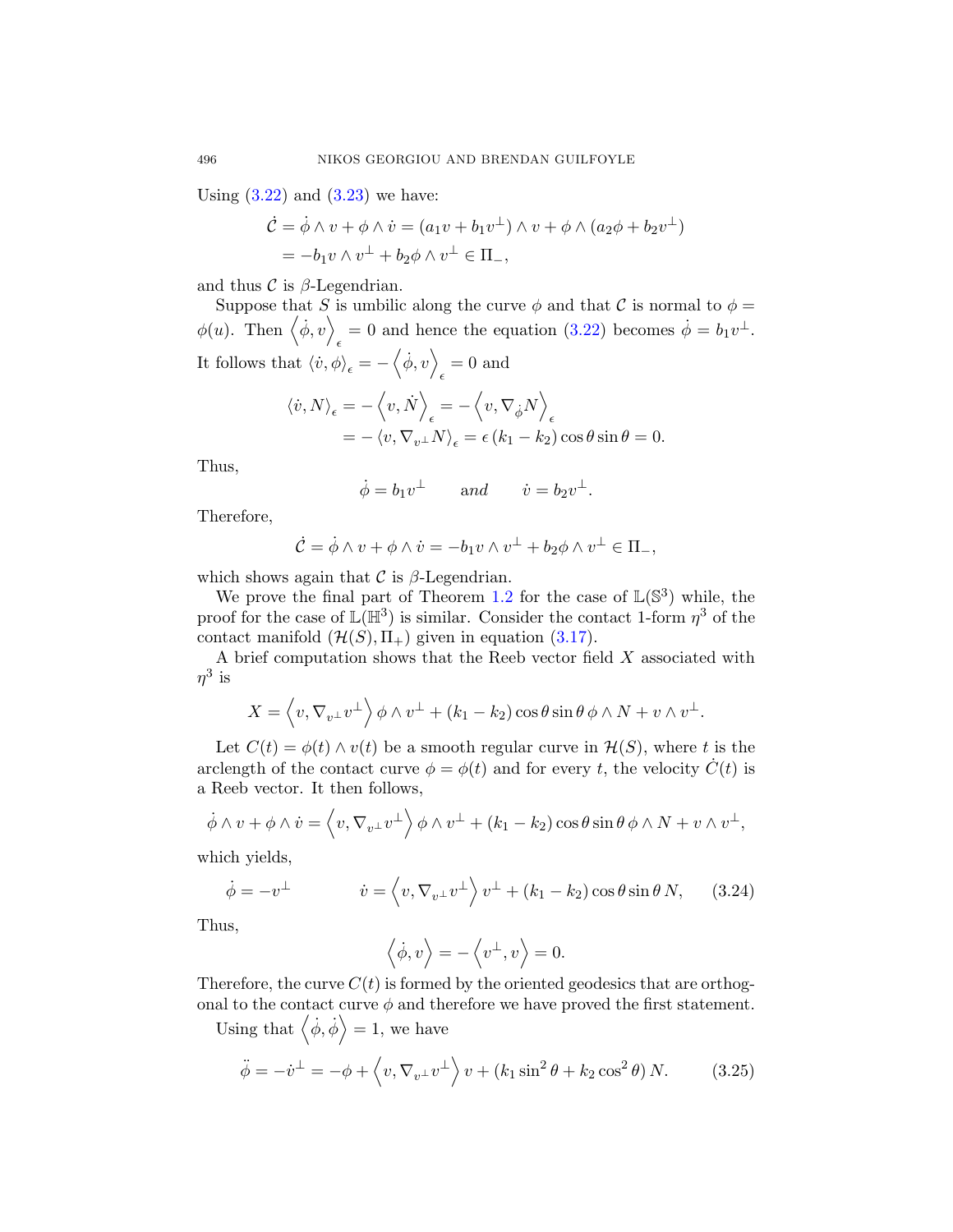Using (3.22) and (3.23) we have:

$$
\begin{aligned}
\dot{\mathcal{C}} &= \dot{\phi}\wedge v + \phi\wedge\dot{v} = (a_1 v + b_1 v^\perp)\wedge v + \phi\wedge(a_2\phi + b_2 v^\perp)\\
&= -b_1 v\wedge v^\perp + b_2\phi\wedge v^\perp \in \Pi_-,
\end{aligned}
$$

and thus $\mathcal{C}$ is $\beta$-Legendrian.

Suppose that $S$ is umbilic along the curve $\phi$ and that $\mathcal{C}$ is normal to $\phi = \phi(u)$. Then $\left\langle \dot{\phi}, v\right\rangle_\epsilon = 0$ and hence the equation (3.22) becomes $\dot{\phi} = b_1 v^\perp$. It follows that $\langle \dot{v}, \phi\rangle_\epsilon = -\left\langle \dot{\phi}, v\right\rangle_\epsilon = 0$ and

$$
\begin{aligned}
\langle \dot{v}, N\rangle_\epsilon &= -\left\langle v, \dot{N}\right\rangle_\epsilon = -\left\langle v, \nabla_{\dot{\phi}} N\right\rangle_\epsilon\\
&= -\left\langle v, \nabla_{v^\perp} N\right\rangle_\epsilon = \epsilon\,(k_1 - k_2)\cos\theta\sin\theta = 0.
\end{aligned}
$$

Thus,

$$
\dot{\phi} = b_1 v^\perp \qquad \textit{and} \qquad \dot{v} = b_2 v^\perp.
$$

Therefore,

$$
\dot{\mathcal{C}} = \dot{\phi}\wedge v + \phi\wedge\dot{v} = -b_1 v\wedge v^\perp + b_2\phi\wedge v^\perp \in \Pi_-,
$$

which shows again that $\mathcal{C}$ is $\beta$-Legendrian.

We prove the final part of Theorem 1.2 for the case of $\mathbb{L}(\mathbb{S}^3)$ while, the proof for the case of $\mathbb{L}(\mathbb{H}^3)$ is similar. Consider the contact 1-form $\eta^3$ of the contact manifold $(\mathcal{H}(S), \Pi_+)$ given in equation (3.17).

A brief computation shows that the Reeb vector field $X$ associated with $\eta^3$ is

$$
X = \left\langle v, \nabla_{v^\perp} v^\perp\right\rangle \phi\wedge v^\perp + (k_1 - k_2)\cos\theta\sin\theta\,\phi\wedge N + v\wedge v^\perp.
$$

Let $C(t) = \phi(t)\wedge v(t)$ be a smooth regular curve in $\mathcal{H}(S)$, where $t$ is the arclength of the contact curve $\phi = \phi(t)$ and for every $t$, the velocity $\dot{C}(t)$ is a Reeb vector. It then follows,

$$
\dot{\phi}\wedge v + \phi\wedge\dot{v} = \left\langle v, \nabla_{v^\perp} v^\perp\right\rangle \phi\wedge v^\perp + (k_1 - k_2)\cos\theta\sin\theta\,\phi\wedge N + v\wedge v^\perp,
$$

which yields,

$$
\dot{\phi} = -v^\perp \qquad\qquad \dot{v} = \left\langle v, \nabla_{v^\perp} v^\perp\right\rangle v^\perp + (k_1 - k_2)\cos\theta\sin\theta\,N, \tag{3.24}
$$

Thus,

$$
\left\langle \dot{\phi}, v\right\rangle = -\left\langle v^\perp, v\right\rangle = 0.
$$

Therefore, the curve $C(t)$ is formed by the oriented geodesics that are orthogonal to the contact curve $\phi$ and therefore we have proved the first statement.

Using that $\left\langle \dot{\phi}, \dot{\phi}\right\rangle = 1$, we have

$$
\ddot{\phi} = -\dot{v}^\perp = -\phi + \left\langle v, \nabla_{v^\perp} v^\perp\right\rangle v + (k_1\sin^2\theta + k_2\cos^2\theta)\,N. \tag{3.25}
$$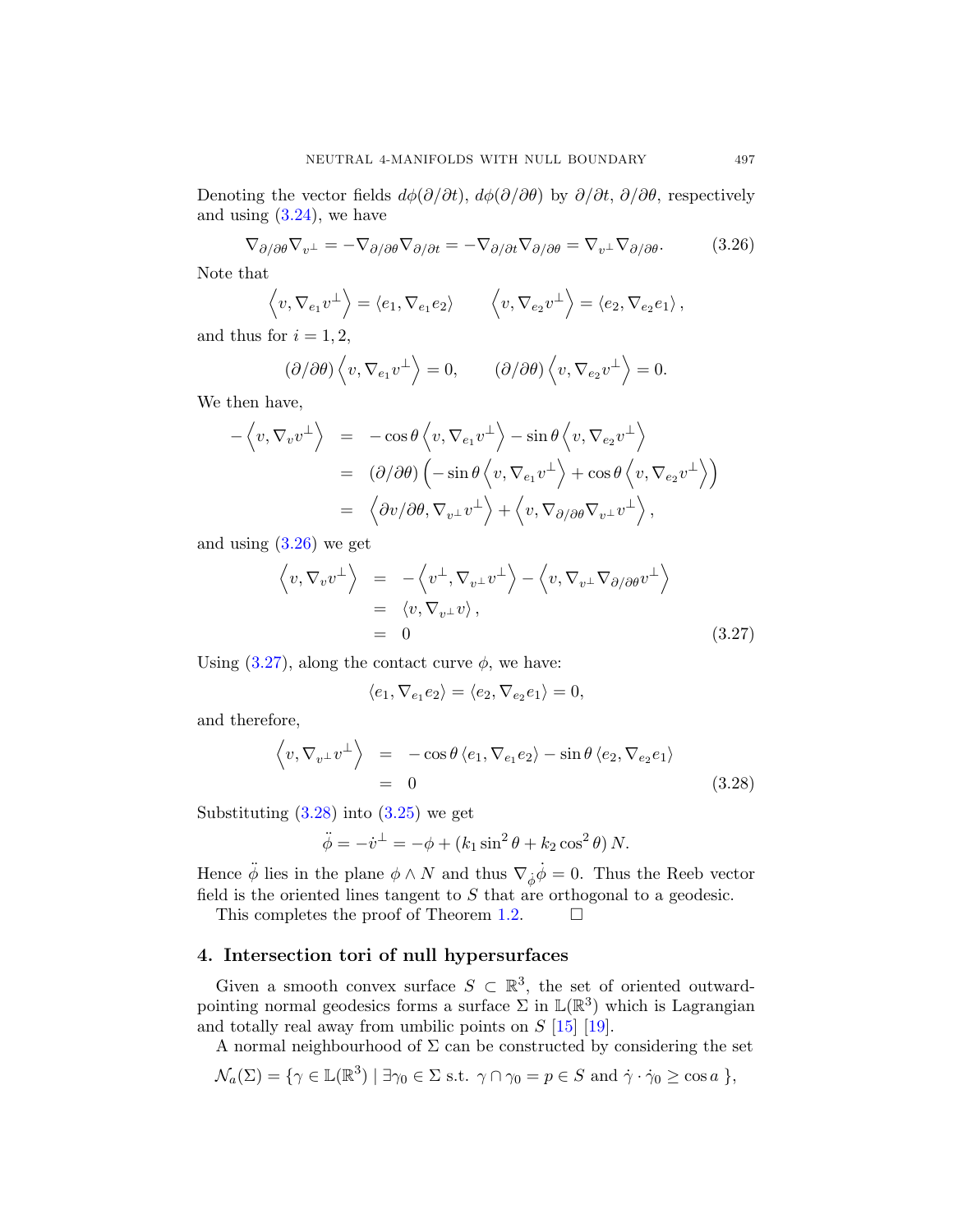Denoting the vector fields $d\phi(\partial/\partial t)$, $d\phi(\partial/\partial\theta)$ by $\partial/\partial t$, $\partial/\partial\theta$, respectively and using (3.24), we have

$$\nabla_{\partial/\partial\theta}\nabla_{v^\perp} = -\nabla_{\partial/\partial\theta}\nabla_{\partial/\partial t} = -\nabla_{\partial/\partial t}\nabla_{\partial/\partial\theta} = \nabla_{v^\perp}\nabla_{\partial/\partial\theta}. \tag{3.26}$$

Note that

$$\left\langle v, \nabla_{e_1}v^\perp\right\rangle = \langle e_1, \nabla_{e_1}e_2\rangle \qquad \left\langle v, \nabla_{e_2}v^\perp\right\rangle = \langle e_2, \nabla_{e_2}e_1\rangle,$$

and thus for $i = 1, 2$,

$$(\partial/\partial\theta)\left\langle v, \nabla_{e_1}v^\perp\right\rangle = 0, \qquad (\partial/\partial\theta)\left\langle v, \nabla_{e_2}v^\perp\right\rangle = 0.$$

We then have,

$$\begin{aligned}
-\left\langle v, \nabla_v v^\perp\right\rangle &= -\cos\theta\left\langle v, \nabla_{e_1}v^\perp\right\rangle - \sin\theta\left\langle v, \nabla_{e_2}v^\perp\right\rangle \\
&= (\partial/\partial\theta)\left(-\sin\theta\left\langle v, \nabla_{e_1}v^\perp\right\rangle + \cos\theta\left\langle v, \nabla_{e_2}v^\perp\right\rangle\right) \\
&= \left\langle \partial v/\partial\theta, \nabla_{v^\perp}v^\perp\right\rangle + \left\langle v, \nabla_{\partial/\partial\theta}\nabla_{v^\perp}v^\perp\right\rangle,
\end{aligned}$$

and using (3.26) we get

$$\begin{aligned}
\left\langle v, \nabla_v v^\perp\right\rangle &= -\left\langle v^\perp, \nabla_{v^\perp}v^\perp\right\rangle - \left\langle v, \nabla_{v^\perp}\nabla_{\partial/\partial\theta}v^\perp\right\rangle \\
&= \langle v, \nabla_{v^\perp}v\rangle, \\
&= 0
\end{aligned} \tag{3.27}$$

Using (3.27), along the contact curve $\phi$, we have:

$$\langle e_1, \nabla_{e_1}e_2\rangle = \langle e_2, \nabla_{e_2}e_1\rangle = 0,$$

and therefore,

$$\begin{aligned}
\left\langle v, \nabla_{v^\perp}v^\perp\right\rangle &= -\cos\theta\,\langle e_1, \nabla_{e_1}e_2\rangle - \sin\theta\,\langle e_2, \nabla_{e_2}e_1\rangle \\
&= 0
\end{aligned} \tag{3.28}$$

Substituting (3.28) into (3.25) we get

$$\ddot{\phi} = -\dot{v}^\perp = -\phi + (k_1\sin^2\theta + k_2\cos^2\theta)\,N.$$

Hence $\ddot{\phi}$ lies in the plane $\phi \wedge N$ and thus $\nabla_{\dot{\phi}}\dot{\phi} = 0$. Thus the Reeb vector field is the oriented lines tangent to $S$ that are orthogonal to a geodesic.

This completes the proof of Theorem 1.2. $\square$

## 4. Intersection tori of null hypersurfaces

Given a smooth convex surface $S \subset \mathbb{R}^3$, the set of oriented outward-pointing normal geodesics forms a surface $\Sigma$ in $\mathbb{L}(\mathbb{R}^3)$ which is Lagrangian and totally real away from umbilic points on $S$ [15] [19].

A normal neighbourhood of $\Sigma$ can be constructed by considering the set

$$\mathcal{N}_a(\Sigma) = \{\gamma \in \mathbb{L}(\mathbb{R}^3) \mid \exists\gamma_0 \in \Sigma \text{ s.t. } \gamma \cap \gamma_0 = p \in S \text{ and } \dot{\gamma}\cdot\dot{\gamma}_0 \geq \cos a\ \},$$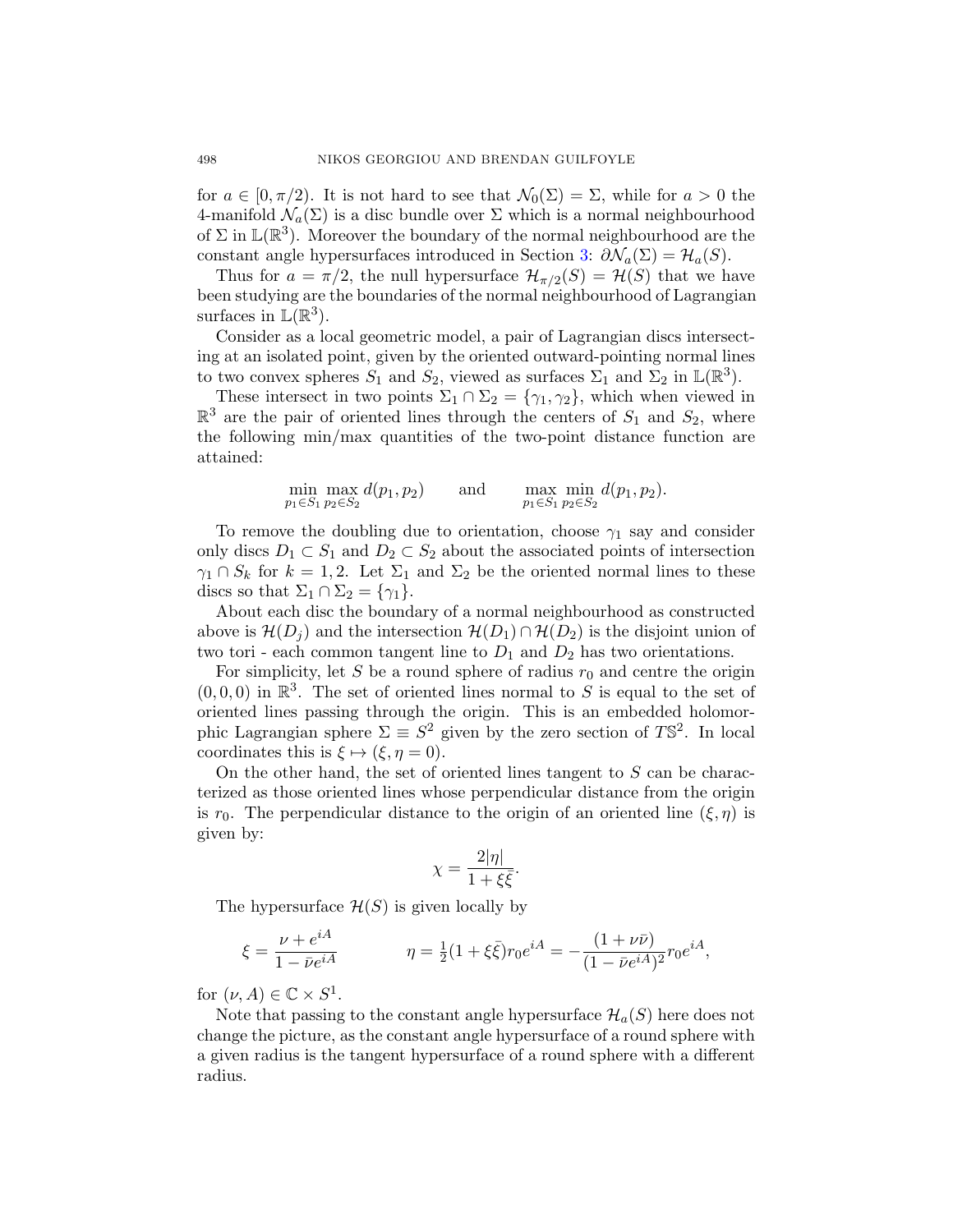for $a \in [0, \pi/2)$. It is not hard to see that $\mathcal{N}_0(\Sigma) = \Sigma$, while for $a > 0$ the 4-manifold $\mathcal{N}_a(\Sigma)$ is a disc bundle over $\Sigma$ which is a normal neighbourhood of $\Sigma$ in $\mathbb{L}(\mathbb{R}^3)$. Moreover the boundary of the normal neighbourhood are the constant angle hypersurfaces introduced in Section 3: $\partial \mathcal{N}_a(\Sigma) = \mathcal{H}_a(S)$.

Thus for $a = \pi/2$, the null hypersurface $\mathcal{H}_{\pi/2}(S) = \mathcal{H}(S)$ that we have been studying are the boundaries of the normal neighbourhood of Lagrangian surfaces in $\mathbb{L}(\mathbb{R}^3)$.

Consider as a local geometric model, a pair of Lagrangian discs intersecting at an isolated point, given by the oriented outward-pointing normal lines to two convex spheres $S_1$ and $S_2$, viewed as surfaces $\Sigma_1$ and $\Sigma_2$ in $\mathbb{L}(\mathbb{R}^3)$.

These intersect in two points $\Sigma_1 \cap \Sigma_2 = \{\gamma_1, \gamma_2\}$, which when viewed in $\mathbb{R}^3$ are the pair of oriented lines through the centers of $S_1$ and $S_2$, where the following min/max quantities of the two-point distance function are attained:

$$\min_{p_1 \in S_1} \max_{p_2 \in S_2} d(p_1, p_2) \qquad \text{and} \qquad \max_{p_1 \in S_1} \min_{p_2 \in S_2} d(p_1, p_2).$$

To remove the doubling due to orientation, choose $\gamma_1$ say and consider only discs $D_1 \subset S_1$ and $D_2 \subset S_2$ about the associated points of intersection $\gamma_1 \cap S_k$ for $k = 1, 2$. Let $\Sigma_1$ and $\Sigma_2$ be the oriented normal lines to these discs so that $\Sigma_1 \cap \Sigma_2 = \{\gamma_1\}$.

About each disc the boundary of a normal neighbourhood as constructed above is $\mathcal{H}(D_j)$ and the intersection $\mathcal{H}(D_1) \cap \mathcal{H}(D_2)$ is the disjoint union of two tori - each common tangent line to $D_1$ and $D_2$ has two orientations.

For simplicity, let $S$ be a round sphere of radius $r_0$ and centre the origin $(0, 0, 0)$ in $\mathbb{R}^3$. The set of oriented lines normal to $S$ is equal to the set of oriented lines passing through the origin. This is an embedded holomorphic Lagrangian sphere $\Sigma \equiv S^2$ given by the zero section of $T\mathbb{S}^2$. In local coordinates this is $\xi \mapsto (\xi, \eta = 0)$.

On the other hand, the set of oriented lines tangent to $S$ can be characterized as those oriented lines whose perpendicular distance from the origin is $r_0$. The perpendicular distance to the origin of an oriented line $(\xi, \eta)$ is given by:

$$\chi = \frac{2|\eta|}{1 + \xi\bar{\xi}}.$$

The hypersurface $\mathcal{H}(S)$ is given locally by

$$\xi = \frac{\nu + e^{iA}}{1 - \bar{\nu}e^{iA}} \qquad\qquad \eta = \tfrac{1}{2}(1 + \xi\bar{\xi})r_0 e^{iA} = -\frac{(1 + \nu\bar{\nu})}{(1 - \bar{\nu}e^{iA})^2} r_0 e^{iA},$$

for $(\nu, A) \in \mathbb{C} \times S^1$.

Note that passing to the constant angle hypersurface $\mathcal{H}_a(S)$ here does not change the picture, as the constant angle hypersurface of a round sphere with a given radius is the tangent hypersurface of a round sphere with a different radius.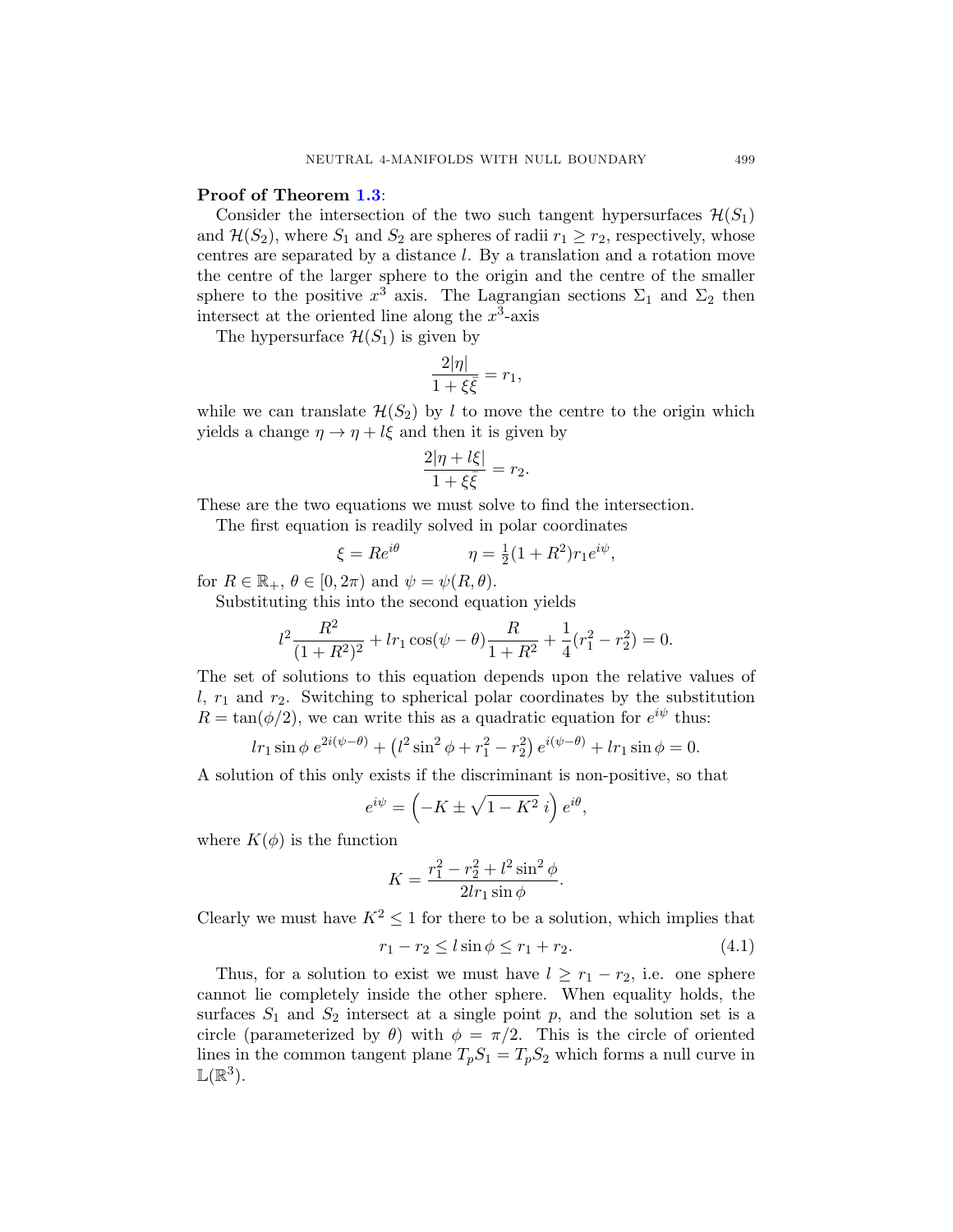**Proof of Theorem 1.3**:

Consider the intersection of the two such tangent hypersurfaces $\mathcal{H}(S_1)$ and $\mathcal{H}(S_2)$, where $S_1$ and $S_2$ are spheres of radii $r_1 \geq r_2$, respectively, whose centres are separated by a distance $l$. By a translation and a rotation move the centre of the larger sphere to the origin and the centre of the smaller sphere to the positive $x^3$ axis. The Lagrangian sections $\Sigma_1$ and $\Sigma_2$ then intersect at the oriented line along the $x^3$-axis

The hypersurface $\mathcal{H}(S_1)$ is given by

$$\frac{2|\eta|}{1+\xi\bar{\xi}} = r_1,$$

while we can translate $\mathcal{H}(S_2)$ by $l$ to move the centre to the origin which yields a change $\eta \to \eta + l\xi$ and then it is given by

$$\frac{2|\eta + l\xi|}{1+\xi\bar{\xi}} = r_2.$$

These are the two equations we must solve to find the intersection.

The first equation is readily solved in polar coordinates

$$\xi = Re^{i\theta} \qquad\qquad \eta = \tfrac{1}{2}(1+R^2)r_1 e^{i\psi},$$

for $R \in \mathbb{R}_+$, $\theta \in [0, 2\pi)$ and $\psi = \psi(R, \theta)$.

Substituting this into the second equation yields

$$l^2 \frac{R^2}{(1+R^2)^2} + lr_1 \cos(\psi - \theta)\frac{R}{1+R^2} + \frac{1}{4}(r_1^2 - r_2^2) = 0.$$

The set of solutions to this equation depends upon the relative values of $l$, $r_1$ and $r_2$. Switching to spherical polar coordinates by the substitution $R = \tan(\phi/2)$, we can write this as a quadratic equation for $e^{i\psi}$ thus:

$$lr_1 \sin\phi \, e^{2i(\psi-\theta)} + \left(l^2 \sin^2\phi + r_1^2 - r_2^2\right) e^{i(\psi-\theta)} + lr_1 \sin\phi = 0.$$

A solution of this only exists if the discriminant is non-positive, so that

$$e^{i\psi} = \left(-K \pm \sqrt{1-K^2}\, i\right) e^{i\theta},$$

where $K(\phi)$ is the function

$$K = \frac{r_1^2 - r_2^2 + l^2 \sin^2\phi}{2lr_1 \sin\phi}.$$

Clearly we must have $K^2 \leq 1$ for there to be a solution, which implies that

$$r_1 - r_2 \leq l \sin\phi \leq r_1 + r_2. \tag{4.1}$$

Thus, for a solution to exist we must have $l \geq r_1 - r_2$, i.e. one sphere cannot lie completely inside the other sphere. When equality holds, the surfaces $S_1$ and $S_2$ intersect at a single point $p$, and the solution set is a circle (parameterized by $\theta$) with $\phi = \pi/2$. This is the circle of oriented lines in the common tangent plane $T_pS_1 = T_pS_2$ which forms a null curve in $\mathbb{L}(\mathbb{R}^3)$.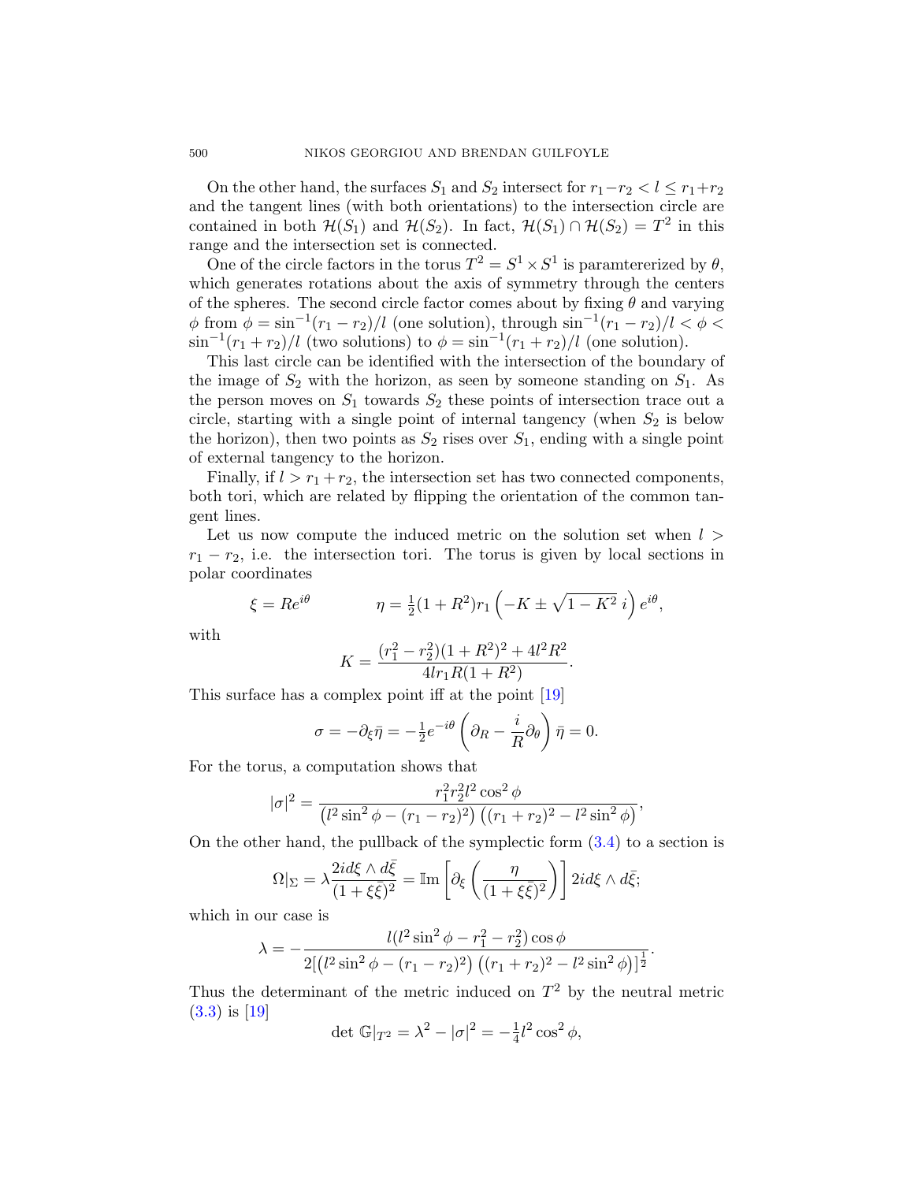On the other hand, the surfaces $S_1$ and $S_2$ intersect for $r_1 - r_2 < l \leq r_1 + r_2$ and the tangent lines (with both orientations) to the intersection circle are contained in both $\mathcal{H}(S_1)$ and $\mathcal{H}(S_2)$. In fact, $\mathcal{H}(S_1) \cap \mathcal{H}(S_2) = T^2$ in this range and the intersection set is connected.

One of the circle factors in the torus $T^2 = S^1 \times S^1$ is paramtererized by $\theta$, which generates rotations about the axis of symmetry through the centers of the spheres. The second circle factor comes about by fixing $\theta$ and varying $\phi$ from $\phi = \sin^{-1}(r_1 - r_2)/l$ (one solution), through $\sin^{-1}(r_1 - r_2)/l < \phi < \sin^{-1}(r_1 + r_2)/l$ (two solutions) to $\phi = \sin^{-1}(r_1 + r_2)/l$ (one solution).

This last circle can be identified with the intersection of the boundary of the image of $S_2$ with the horizon, as seen by someone standing on $S_1$. As the person moves on $S_1$ towards $S_2$ these points of intersection trace out a circle, starting with a single point of internal tangency (when $S_2$ is below the horizon), then two points as $S_2$ rises over $S_1$, ending with a single point of external tangency to the horizon.

Finally, if $l > r_1 + r_2$, the intersection set has two connected components, both tori, which are related by flipping the orientation of the common tangent lines.

Let us now compute the induced metric on the solution set when $l > r_1 - r_2$, i.e. the intersection tori. The torus is given by local sections in polar coordinates

$$\xi = Re^{i\theta} \qquad\qquad \eta = \tfrac{1}{2}(1 + R^2)r_1\left(-K \pm \sqrt{1 - K^2}\, i\right)e^{i\theta},$$

with

$$K = \frac{(r_1^2 - r_2^2)(1 + R^2)^2 + 4l^2R^2}{4lr_1R(1 + R^2)}.$$

This surface has a complex point iff at the point [19]

$$\sigma = -\partial_\xi \bar{\eta} = -\tfrac{1}{2}e^{-i\theta}\left(\partial_R - \frac{i}{R}\partial_\theta\right)\bar{\eta} = 0.$$

For the torus, a computation shows that

$$|\sigma|^2 = \frac{r_1^2 r_2^2 l^2 \cos^2\phi}{\left(l^2\sin^2\phi - (r_1 - r_2)^2\right)\left((r_1 + r_2)^2 - l^2\sin^2\phi\right)},$$

On the other hand, the pullback of the symplectic form (3.4) to a section is

$$\Omega|_\Sigma = \lambda\frac{2id\xi \wedge d\bar{\xi}}{(1 + \xi\bar{\xi})^2} = \mathbb{I}\mathrm{m}\left[\partial_\xi\left(\frac{\eta}{(1 + \xi\bar{\xi})^2}\right)\right]2id\xi \wedge d\bar{\xi};$$

which in our case is

$$\lambda = -\frac{l(l^2\sin^2\phi - r_1^2 - r_2^2)\cos\phi}{2[\left(l^2\sin^2\phi - (r_1 - r_2)^2\right)\left((r_1 + r_2)^2 - l^2\sin^2\phi\right)]^{\frac{1}{2}}}.$$

Thus the determinant of the metric induced on $T^2$ by the neutral metric (3.3) is [19]

$$\det \mathbb{G}|_{T^2} = \lambda^2 - |\sigma|^2 = -\tfrac{1}{4}l^2\cos^2\phi,$$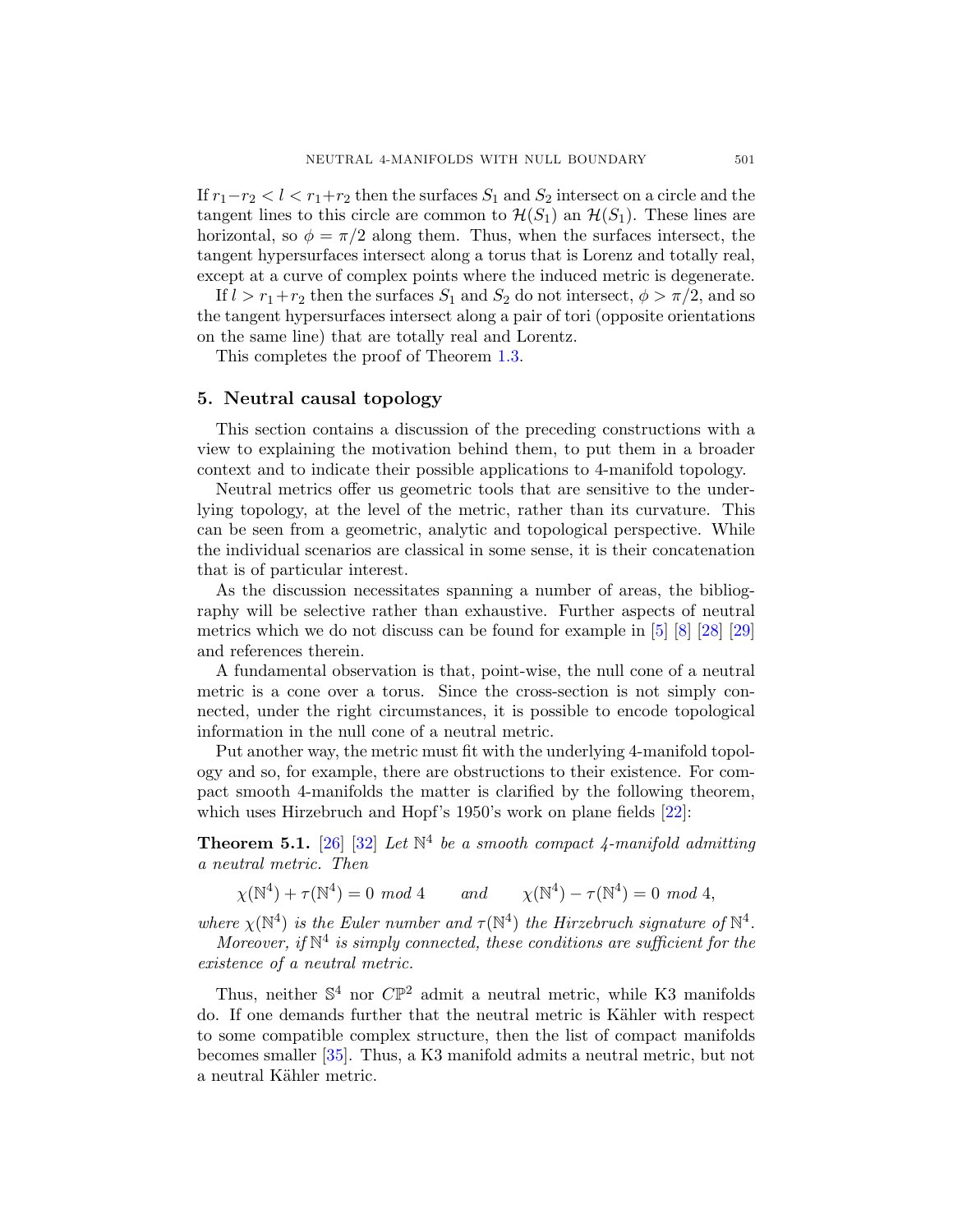If $r_1 - r_2 < l < r_1 + r_2$ then the surfaces $S_1$ and $S_2$ intersect on a circle and the tangent lines to this circle are common to $\mathcal{H}(S_1)$ an $\mathcal{H}(S_1)$. These lines are horizontal, so $\phi = \pi/2$ along them. Thus, when the surfaces intersect, the tangent hypersurfaces intersect along a torus that is Lorenz and totally real, except at a curve of complex points where the induced metric is degenerate.

If $l > r_1 + r_2$ then the surfaces $S_1$ and $S_2$ do not intersect, $\phi > \pi/2$, and so the tangent hypersurfaces intersect along a pair of tori (opposite orientations on the same line) that are totally real and Lorentz.

This completes the proof of Theorem 1.3.

## 5. Neutral causal topology

This section contains a discussion of the preceding constructions with a view to explaining the motivation behind them, to put them in a broader context and to indicate their possible applications to 4-manifold topology.

Neutral metrics offer us geometric tools that are sensitive to the underlying topology, at the level of the metric, rather than its curvature. This can be seen from a geometric, analytic and topological perspective. While the individual scenarios are classical in some sense, it is their concatenation that is of particular interest.

As the discussion necessitates spanning a number of areas, the bibliography will be selective rather than exhaustive. Further aspects of neutral metrics which we do not discuss can be found for example in [5] [8] [28] [29] and references therein.

A fundamental observation is that, point-wise, the null cone of a neutral metric is a cone over a torus. Since the cross-section is not simply connected, under the right circumstances, it is possible to encode topological information in the null cone of a neutral metric.

Put another way, the metric must fit with the underlying 4-manifold topology and so, for example, there are obstructions to their existence. For compact smooth 4-manifolds the matter is clarified by the following theorem, which uses Hirzebruch and Hopf's 1950's work on plane fields [22]:

**Theorem 5.1.** [26] [32] *Let $\mathbb{N}^4$ be a smooth compact 4-manifold admitting a neutral metric. Then*

$$\chi(\mathbb{N}^4) + \tau(\mathbb{N}^4) = 0 \ mod\ 4 \qquad and \qquad \chi(\mathbb{N}^4) - \tau(\mathbb{N}^4) = 0 \ mod\ 4,$$

*where $\chi(\mathbb{N}^4)$ is the Euler number and $\tau(\mathbb{N}^4)$ the Hirzebruch signature of $\mathbb{N}^4$.*

*Moreover, if $\mathbb{N}^4$ is simply connected, these conditions are sufficient for the existence of a neutral metric.*

Thus, neither $\mathbb{S}^4$ nor $C\mathbb{P}^2$ admit a neutral metric, while K3 manifolds do. If one demands further that the neutral metric is Kähler with respect to some compatible complex structure, then the list of compact manifolds becomes smaller [35]. Thus, a K3 manifold admits a neutral metric, but not a neutral Kähler metric.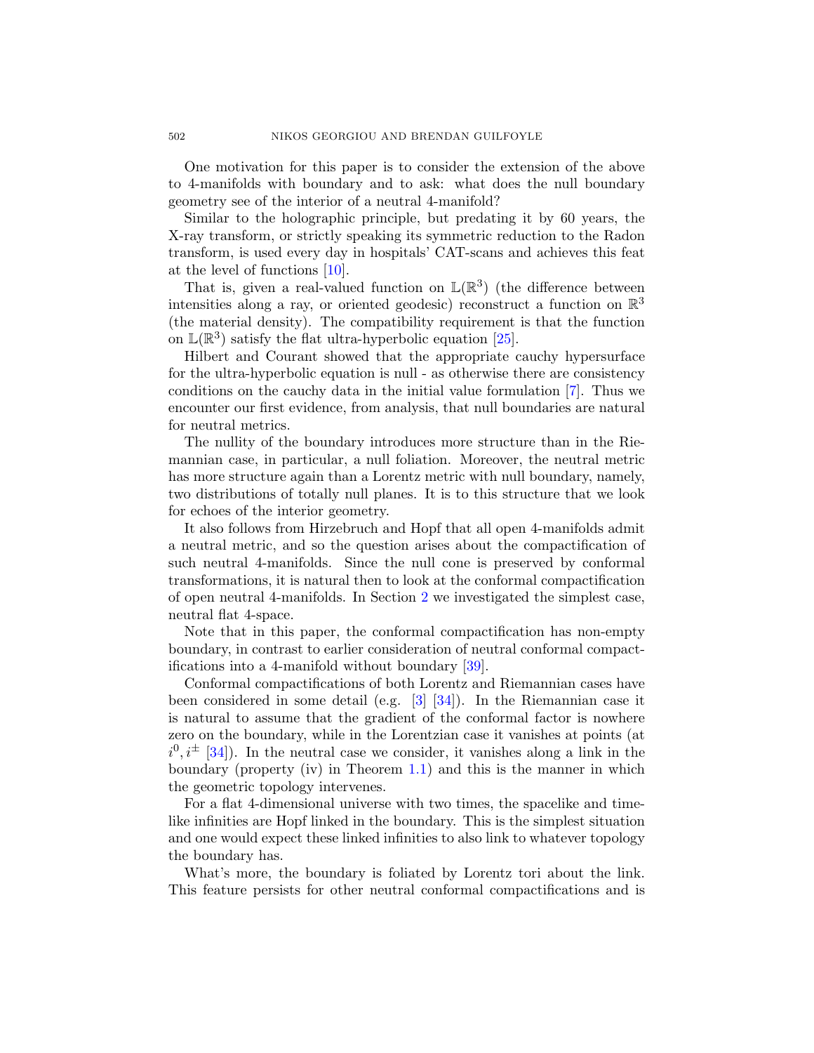One motivation for this paper is to consider the extension of the above to 4-manifolds with boundary and to ask: what does the null boundary geometry see of the interior of a neutral 4-manifold?

Similar to the holographic principle, but predating it by 60 years, the X-ray transform, or strictly speaking its symmetric reduction to the Radon transform, is used every day in hospitals' CAT-scans and achieves this feat at the level of functions [10].

That is, given a real-valued function on $\mathbb{L}(\mathbb{R}^3)$ (the difference between intensities along a ray, or oriented geodesic) reconstruct a function on $\mathbb{R}^3$ (the material density). The compatibility requirement is that the function on $\mathbb{L}(\mathbb{R}^3)$ satisfy the flat ultra-hyperbolic equation [25].

Hilbert and Courant showed that the appropriate cauchy hypersurface for the ultra-hyperbolic equation is null - as otherwise there are consistency conditions on the cauchy data in the initial value formulation [7]. Thus we encounter our first evidence, from analysis, that null boundaries are natural for neutral metrics.

The nullity of the boundary introduces more structure than in the Riemannian case, in particular, a null foliation. Moreover, the neutral metric has more structure again than a Lorentz metric with null boundary, namely, two distributions of totally null planes. It is to this structure that we look for echoes of the interior geometry.

It also follows from Hirzebruch and Hopf that all open 4-manifolds admit a neutral metric, and so the question arises about the compactification of such neutral 4-manifolds. Since the null cone is preserved by conformal transformations, it is natural then to look at the conformal compactification of open neutral 4-manifolds. In Section 2 we investigated the simplest case, neutral flat 4-space.

Note that in this paper, the conformal compactification has non-empty boundary, in contrast to earlier consideration of neutral conformal compactifications into a 4-manifold without boundary [39].

Conformal compactifications of both Lorentz and Riemannian cases have been considered in some detail (e.g. [3] [34]). In the Riemannian case it is natural to assume that the gradient of the conformal factor is nowhere zero on the boundary, while in the Lorentzian case it vanishes at points (at $i^0, i^{\pm}$ [34]). In the neutral case we consider, it vanishes along a link in the boundary (property (iv) in Theorem 1.1) and this is the manner in which the geometric topology intervenes.

For a flat 4-dimensional universe with two times, the spacelike and timelike infinities are Hopf linked in the boundary. This is the simplest situation and one would expect these linked infinities to also link to whatever topology the boundary has.

What's more, the boundary is foliated by Lorentz tori about the link. This feature persists for other neutral conformal compactifications and is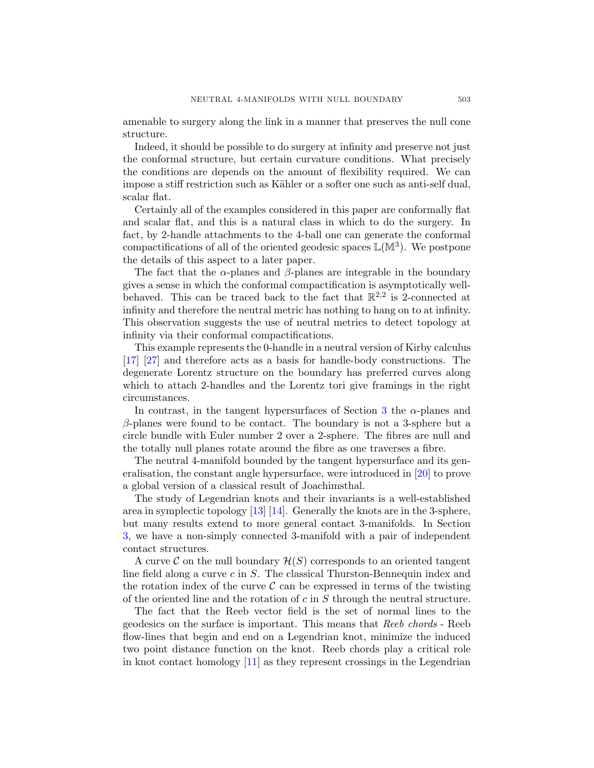amenable to surgery along the link in a manner that preserves the null cone structure.

Indeed, it should be possible to do surgery at infinity and preserve not just the conformal structure, but certain curvature conditions. What precisely the conditions are depends on the amount of flexibility required. We can impose a stiff restriction such as Kähler or a softer one such as anti-self dual, scalar flat.

Certainly all of the examples considered in this paper are conformally flat and scalar flat, and this is a natural class in which to do the surgery. In fact, by 2-handle attachments to the 4-ball one can generate the conformal compactifications of all of the oriented geodesic spaces $\mathbb{L}(\mathbb{M}^3)$. We postpone the details of this aspect to a later paper.

The fact that the $\alpha$-planes and $\beta$-planes are integrable in the boundary gives a sense in which the conformal compactification is asymptotically well-behaved. This can be traced back to the fact that $\mathbb{R}^{2,2}$ is 2-connected at infinity and therefore the neutral metric has nothing to hang on to at infinity. This observation suggests the use of neutral metrics to detect topology at infinity via their conformal compactifications.

This example represents the 0-handle in a neutral version of Kirby calculus [17] [27] and therefore acts as a basis for handle-body constructions. The degenerate Lorentz structure on the boundary has preferred curves along which to attach 2-handles and the Lorentz tori give framings in the right circumstances.

In contrast, in the tangent hypersurfaces of Section 3 the $\alpha$-planes and $\beta$-planes were found to be contact. The boundary is not a 3-sphere but a circle bundle with Euler number 2 over a 2-sphere. The fibres are null and the totally null planes rotate around the fibre as one traverses a fibre.

The neutral 4-manifold bounded by the tangent hypersurface and its generalisation, the constant angle hypersurface, were introduced in [20] to prove a global version of a classical result of Joachimsthal.

The study of Legendrian knots and their invariants is a well-established area in symplectic topology [13] [14]. Generally the knots are in the 3-sphere, but many results extend to more general contact 3-manifolds. In Section 3, we have a non-simply connected 3-manifold with a pair of independent contact structures.

A curve $\mathcal{C}$ on the null boundary $\mathcal{H}(S)$ corresponds to an oriented tangent line field along a curve $c$ in $S$. The classical Thurston-Bennequin index and the rotation index of the curve $\mathcal{C}$ can be expressed in terms of the twisting of the oriented line and the rotation of $c$ in $S$ through the neutral structure.

The fact that the Reeb vector field is the set of normal lines to the geodesics on the surface is important. This means that *Reeb chords* - Reeb flow-lines that begin and end on a Legendrian knot, minimize the induced two point distance function on the knot. Reeb chords play a critical role in knot contact homology [11] as they represent crossings in the Legendrian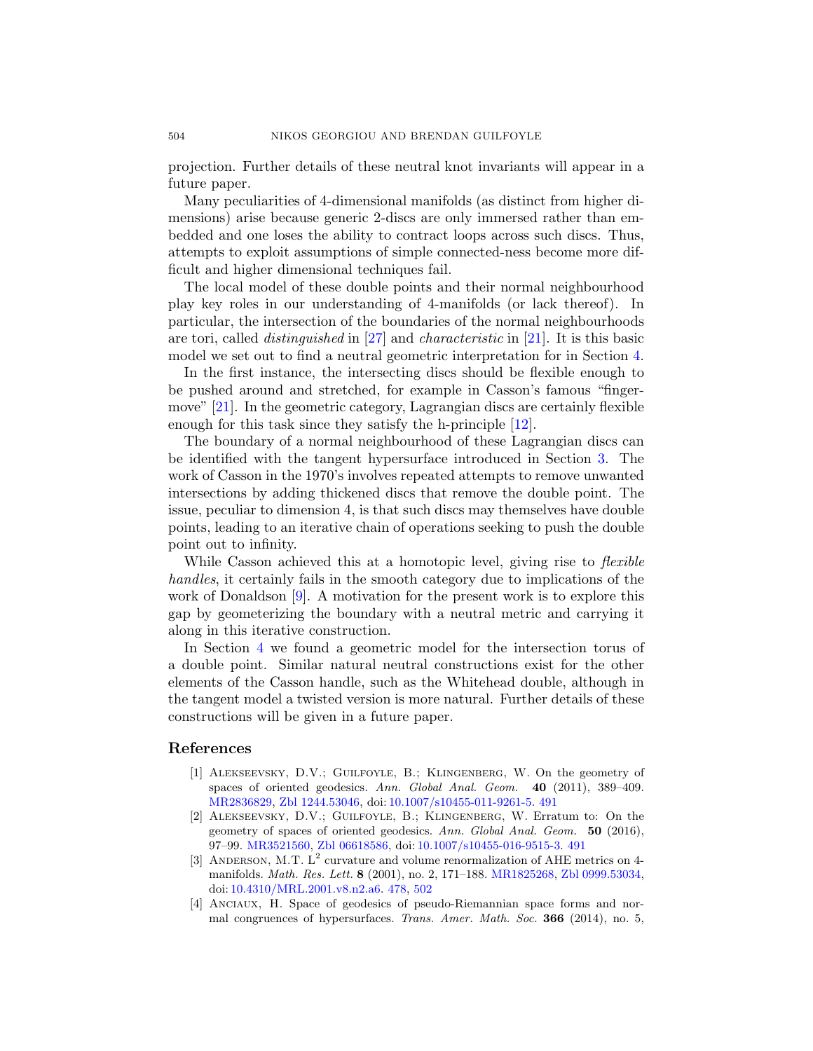projection. Further details of these neutral knot invariants will appear in a future paper.

Many peculiarities of 4-dimensional manifolds (as distinct from higher dimensions) arise because generic 2-discs are only immersed rather than embedded and one loses the ability to contract loops across such discs. Thus, attempts to exploit assumptions of simple connected-ness become more difficult and higher dimensional techniques fail.

The local model of these double points and their normal neighbourhood play key roles in our understanding of 4-manifolds (or lack thereof). In particular, the intersection of the boundaries of the normal neighbourhoods are tori, called *distinguished* in [27] and *characteristic* in [21]. It is this basic model we set out to find a neutral geometric interpretation for in Section 4.

In the first instance, the intersecting discs should be flexible enough to be pushed around and stretched, for example in Casson's famous "finger-move" [21]. In the geometric category, Lagrangian discs are certainly flexible enough for this task since they satisfy the h-principle [12].

The boundary of a normal neighbourhood of these Lagrangian discs can be identified with the tangent hypersurface introduced in Section 3. The work of Casson in the 1970's involves repeated attempts to remove unwanted intersections by adding thickened discs that remove the double point. The issue, peculiar to dimension 4, is that such discs may themselves have double points, leading to an iterative chain of operations seeking to push the double point out to infinity.

While Casson achieved this at a homotopic level, giving rise to *flexible handles*, it certainly fails in the smooth category due to implications of the work of Donaldson [9]. A motivation for the present work is to explore this gap by geometerizing the boundary with a neutral metric and carrying it along in this iterative construction.

In Section 4 we found a geometric model for the intersection torus of a double point. Similar natural neutral constructions exist for the other elements of the Casson handle, such as the Whitehead double, although in the tangent model a twisted version is more natural. Further details of these constructions will be given in a future paper.

## References

[1] Alekseevsky, D.V.; Guilfoyle, B.; Klingenberg, W. On the geometry of spaces of oriented geodesics. *Ann. Global Anal. Geom.* **40** (2011), 389–409. MR2836829, Zbl 1244.53046, doi: 10.1007/s10455-011-9261-5. 491

[2] Alekseevsky, D.V.; Guilfoyle, B.; Klingenberg, W. Erratum to: On the geometry of spaces of oriented geodesics. *Ann. Global Anal. Geom.* **50** (2016), 97–99. MR3521560, Zbl 06618586, doi: 10.1007/s10455-016-9515-3. 491

[3] Anderson, M.T. $L^2$ curvature and volume renormalization of AHE metrics on 4-manifolds. *Math. Res. Lett.* **8** (2001), no. 2, 171–188. MR1825268, Zbl 0999.53034, doi: 10.4310/MRL.2001.v8.n2.a6. 478, 502

[4] Anciaux, H. Space of geodesics of pseudo-Riemannian space forms and normal congruences of hypersurfaces. *Trans. Amer. Math. Soc.* **366** (2014), no. 5,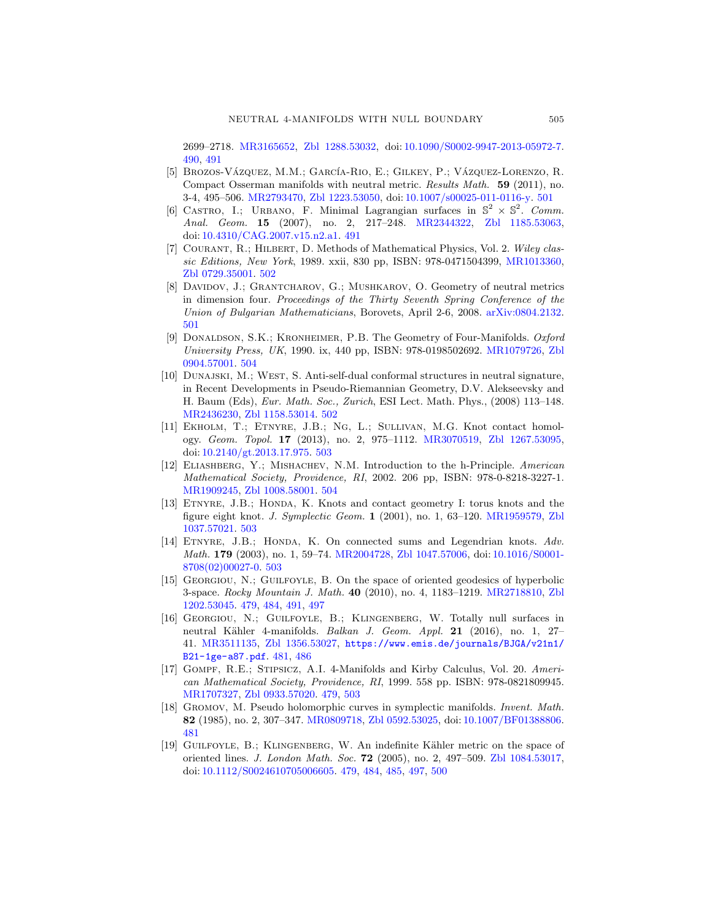2699–2718. MR3165652, Zbl 1288.53032, doi: 10.1090/S0002-9947-2013-05972-7. 490, 491

[5] Brozos-Vázquez, M.M.; García-Rio, E.; Gilkey, P.; Vázquez-Lorenzo, R. Compact Osserman manifolds with neutral metric. *Results Math.* **59** (2011), no. 3-4, 495–506. MR2793470, Zbl 1223.53050, doi: 10.1007/s00025-011-0116-y. 501

[6] Castro, I.; Urbano, F. Minimal Lagrangian surfaces in $\mathbb{S}^2 \times \mathbb{S}^2$. *Comm. Anal. Geom.* **15** (2007), no. 2, 217–248. MR2344322, Zbl 1185.53063, doi: 10.4310/CAG.2007.v15.n2.a1. 491

[7] Courant, R.; Hilbert, D. Methods of Mathematical Physics, Vol. 2. *Wiley classic Editions, New York*, 1989. xxii, 830 pp, ISBN: 978-0471504399, MR1013360, Zbl 0729.35001. 502

[8] Davidov, J.; Grantcharov, G.; Mushkarov, O. Geometry of neutral metrics in dimension four. *Proceedings of the Thirty Seventh Spring Conference of the Union of Bulgarian Mathematicians*, Borovets, April 2-6, 2008. arXiv:0804.2132. 501

[9] Donaldson, S.K.; Kronheimer, P.B. The Geometry of Four-Manifolds. *Oxford University Press, UK*, 1990. ix, 440 pp, ISBN: 978-0198502692. MR1079726, Zbl 0904.57001. 504

[10] Dunajski, M.; West, S. Anti-self-dual conformal structures in neutral signature, in Recent Developments in Pseudo-Riemannian Geometry, D.V. Alekseevsky and H. Baum (Eds), *Eur. Math. Soc., Zurich*, ESI Lect. Math. Phys., (2008) 113–148. MR2436230, Zbl 1158.53014. 502

[11] Ekholm, T.; Etnyre, J.B.; Ng, L.; Sullivan, M.G. Knot contact homology. *Geom. Topol.* **17** (2013), no. 2, 975–1112. MR3070519, Zbl 1267.53095, doi: 10.2140/gt.2013.17.975. 503

[12] Eliashberg, Y.; Mishachev, N.M. Introduction to the h-Principle. *American Mathematical Society, Providence, RI*, 2002. 206 pp, ISBN: 978-0-8218-3227-1. MR1909245, Zbl 1008.58001. 504

[13] Etnyre, J.B.; Honda, K. Knots and contact geometry I: torus knots and the figure eight knot. *J. Symplectic Geom.* **1** (2001), no. 1, 63–120. MR1959579, Zbl 1037.57021. 503

[14] Etnyre, J.B.; Honda, K. On connected sums and Legendrian knots. *Adv. Math.* **179** (2003), no. 1, 59–74. MR2004728, Zbl 1047.57006, doi: 10.1016/S0001-8708(02)00027-0. 503

[15] Georgiou, N.; Guilfoyle, B. On the space of oriented geodesics of hyperbolic 3-space. *Rocky Mountain J. Math.* **40** (2010), no. 4, 1183–1219. MR2718810, Zbl 1202.53045. 479, 484, 491, 497

[16] Georgiou, N.; Guilfoyle, B.; Klingenberg, W. Totally null surfaces in neutral Kähler 4-manifolds. *Balkan J. Geom. Appl.* **21** (2016), no. 1, 27–41. MR3511135, Zbl 1356.53027, `https://www.emis.de/journals/BJGA/v21n1/B21-1ge-a87.pdf`. 481, 486

[17] Gompf, R.E.; Stipsicz, A.I. 4-Manifolds and Kirby Calculus, Vol. 20. *American Mathematical Society, Providence, RI*, 1999. 558 pp. ISBN: 978-0821809945. MR1707327, Zbl 0933.57020. 479, 503

[18] Gromov, M. Pseudo holomorphic curves in symplectic manifolds. *Invent. Math.* **82** (1985), no. 2, 307–347. MR0809718, Zbl 0592.53025, doi: 10.1007/BF01388806. 481

[19] Guilfoyle, B.; Klingenberg, W. An indefinite Kähler metric on the space of oriented lines. *J. London Math. Soc.* **72** (2005), no. 2, 497–509. Zbl 1084.53017, doi: 10.1112/S0024610705006605. 479, 484, 485, 497, 500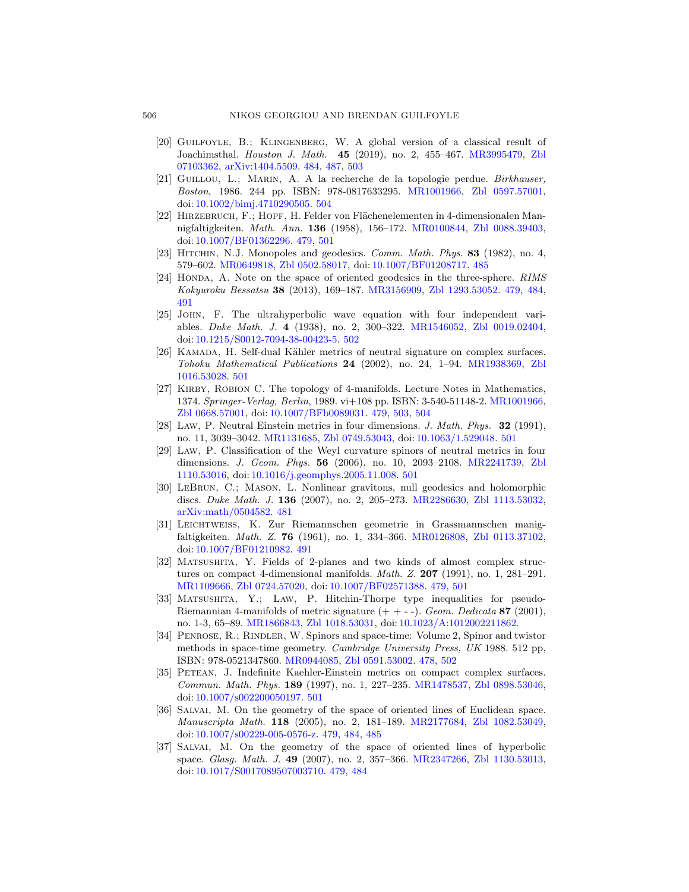[20] Guilfoyle, B.; Klingenberg, W. A global version of a classical result of Joachimsthal. *Houston J. Math.* **45** (2019), no. 2, 455–467. MR3995479, Zbl 07103362, arXiv:1404.5509. 484, 487, 503

[21] Guillou, L.; Marin, A. A la recherche de la topologie perdue. *Birkhauser, Boston*, 1986. 244 pp. ISBN: 978-0817633295. MR1001966, Zbl 0597.57001, doi: 10.1002/bimj.4710290505. 504

[22] Hirzebruch, F.; Hopf, H. Felder von Flächenelementen in 4-dimensionalen Mannigfaltigkeiten. *Math. Ann.* **136** (1958), 156–172. MR0100844, Zbl 0088.39403, doi: 10.1007/BF01362296. 479, 501

[23] Hitchin, N.J. Monopoles and geodesics. *Comm. Math. Phys.* **83** (1982), no. 4, 579–602. MR0649818, Zbl 0502.58017, doi: 10.1007/BF01208717. 485

[24] Honda, A. Note on the space of oriented geodesics in the three-sphere. *RIMS Kokyuroku Bessatsu* **38** (2013), 169–187. MR3156909, Zbl 1293.53052. 479, 484, 491

[25] John, F. The ultrahyperbolic wave equation with four independent variables. *Duke Math. J.* **4** (1938), no. 2, 300–322. MR1546052, Zbl 0019.02404, doi: 10.1215/S0012-7094-38-00423-5. 502

[26] Kamada, H. Self-dual Kähler metrics of neutral signature on complex surfaces. *Tohoku Mathematical Publications* **24** (2002), no. 24, 1–94. MR1938369, Zbl 1016.53028. 501

[27] Kirby, Robion C. The topology of 4-manifolds. Lecture Notes in Mathematics, 1374. *Springer-Verlag, Berlin*, 1989. vi+108 pp. ISBN: 3-540-51148-2. MR1001966, Zbl 0668.57001, doi: 10.1007/BFb0089031. 479, 503, 504

[28] Law, P. Neutral Einstein metrics in four dimensions. *J. Math. Phys.* **32** (1991), no. 11, 3039–3042. MR1131685, Zbl 0749.53043, doi: 10.1063/1.529048. 501

[29] Law, P. Classification of the Weyl curvature spinors of neutral metrics in four dimensions. *J. Geom. Phys.* **56** (2006), no. 10, 2093–2108. MR2241739, Zbl 1110.53016, doi: 10.1016/j.geomphys.2005.11.008. 501

[30] LeBrun, C.; Mason, L. Nonlinear gravitons, null geodesics and holomorphic discs. *Duke Math. J.* **136** (2007), no. 2, 205–273. MR2286630, Zbl 1113.53032, arXiv:math/0504582. 481

[31] Leichtweiss, K. Zur Riemannschen geometrie in Grassmannschen manigfaltigkeiten. *Math. Z.* **76** (1961), no. 1, 334–366. MR0126808, Zbl 0113.37102, doi: 10.1007/BF01210982. 491

[32] Matsushita, Y. Fields of 2-planes and two kinds of almost complex structures on compact 4-dimensional manifolds. *Math. Z.* **207** (1991), no. 1, 281–291. MR1109666, Zbl 0724.57020, doi: 10.1007/BF02571388. 479, 501

[33] Matsushita, Y.; Law, P. Hitchin-Thorpe type inequalities for pseudo-Riemannian 4-manifolds of metric signature (+ + - -). *Geom. Dedicata* **87** (2001), no. 1-3, 65–89. MR1866843, Zbl 1018.53031, doi: 10.1023/A:1012002211862.

[34] Penrose, R.; Rindler, W. Spinors and space-time: Volume 2, Spinor and twistor methods in space-time geometry. *Cambridge University Press, UK* 1988. 512 pp, ISBN: 978-0521347860. MR0944085, Zbl 0591.53002. 478, 502

[35] Petean, J. Indefinite Kaehler-Einstein metrics on compact complex surfaces. *Commun. Math. Phys.* **189** (1997), no. 1, 227–235. MR1478537, Zbl 0898.53046, doi: 10.1007/s002200050197. 501

[36] Salvai, M. On the geometry of the space of oriented lines of Euclidean space. *Manuscripta Math.* **118** (2005), no. 2, 181–189. MR2177684, Zbl 1082.53049, doi: 10.1007/s00229-005-0576-z. 479, 484, 485

[37] Salvai, M. On the geometry of the space of oriented lines of hyperbolic space. *Glasg. Math. J.* **49** (2007), no. 2, 357–366. MR2347266, Zbl 1130.53013, doi: 10.1017/S0017089507003710. 479, 484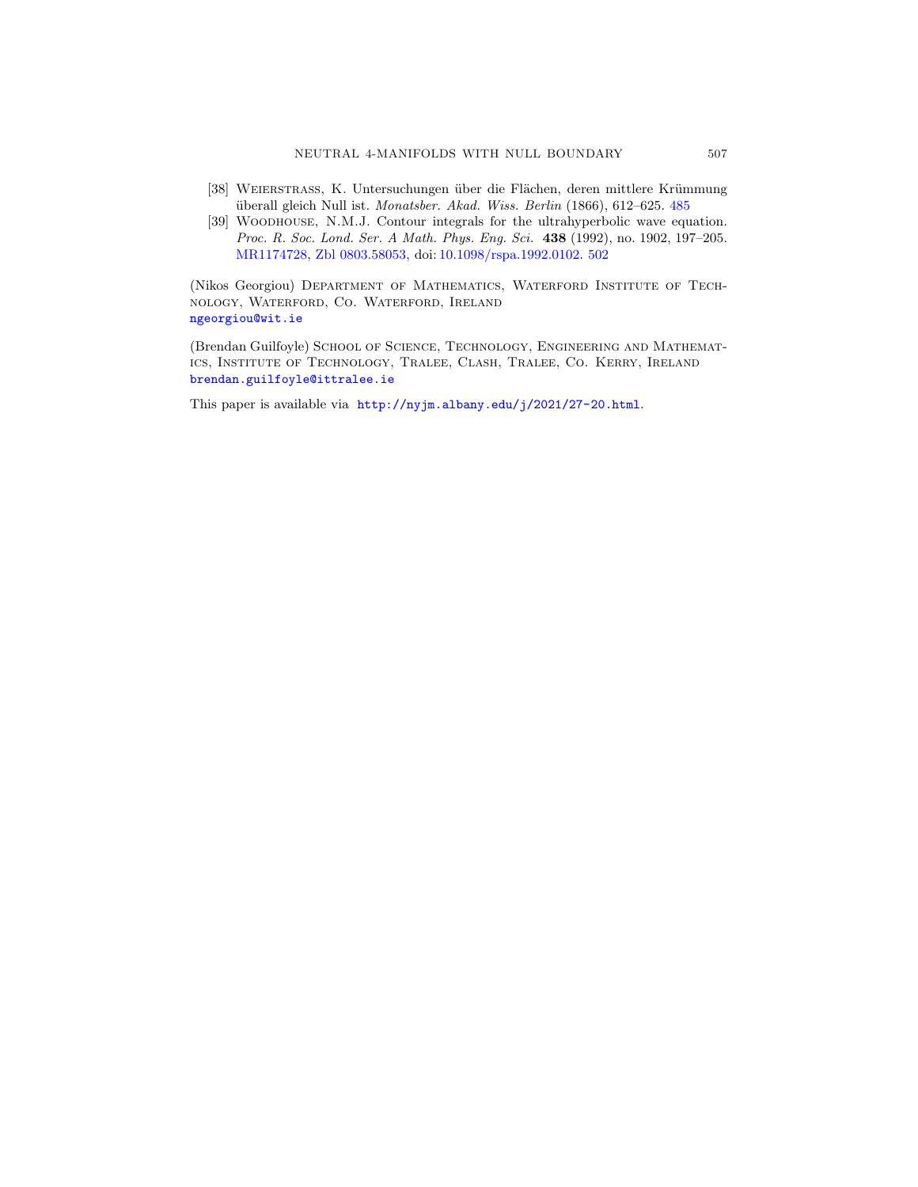[38] Weierstrass, K. Untersuchungen über die Flächen, deren mittlere Krümmung überall gleich Null ist. *Monatsber. Akad. Wiss. Berlin* (1866), 612–625. 485

[39] Woodhouse, N.M.J. Contour integrals for the ultrahyperbolic wave equation. *Proc. R. Soc. Lond. Ser. A Math. Phys. Eng. Sci.* **438** (1992), no. 1902, 197–205. MR1174728, Zbl 0803.58053, doi: 10.1098/rspa.1992.0102. 502

(Nikos Georgiou) Department of Mathematics, Waterford Institute of Technology, Waterford, Co. Waterford, Ireland
ngeorgiou@wit.ie

(Brendan Guilfoyle) School of Science, Technology, Engineering and Mathematics, Institute of Technology, Tralee, Clash, Tralee, Co. Kerry, Ireland
brendan.guilfoyle@ittralee.ie

This paper is available via http://nyjm.albany.edu/j/2021/27-20.html.